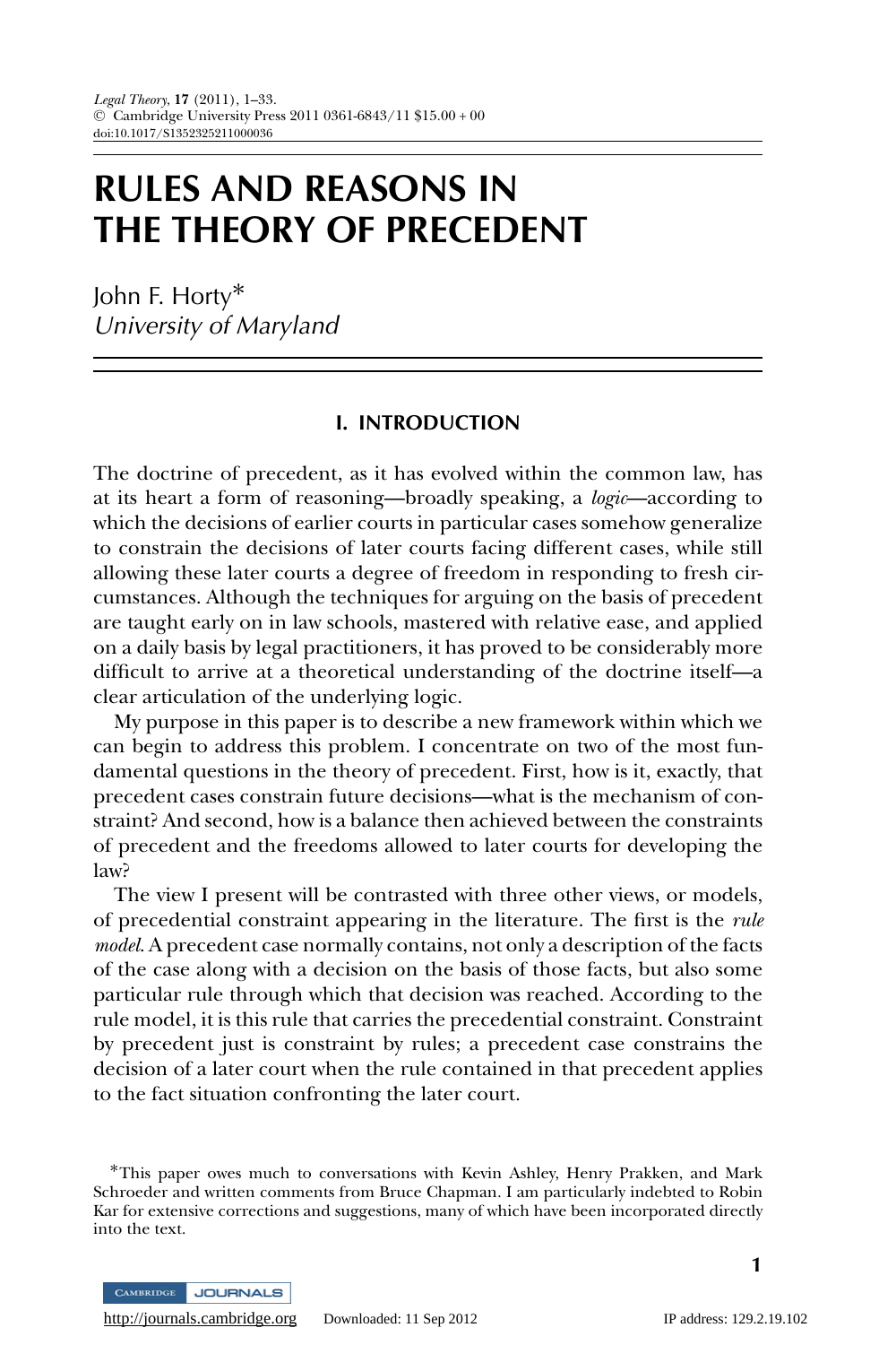# RULES AND REASONS IN THE THEORY OF PRECEDENT

John F. Horty*
*University of Maryland*

## I. INTRODUCTION

The doctrine of precedent, as it has evolved within the common law, has at its heart a form of reasoning—broadly speaking, a *logic*—according to which the decisions of earlier courts in particular cases somehow generalize to constrain the decisions of later courts facing different cases, while still allowing these later courts a degree of freedom in responding to fresh circumstances. Although the techniques for arguing on the basis of precedent are taught early on in law schools, mastered with relative ease, and applied on a daily basis by legal practitioners, it has proved to be considerably more difficult to arrive at a theoretical understanding of the doctrine itself—a clear articulation of the underlying logic.

My purpose in this paper is to describe a new framework within which we can begin to address this problem. I concentrate on two of the most fundamental questions in the theory of precedent. First, how is it, exactly, that precedent cases constrain future decisions—what is the mechanism of constraint? And second, how is a balance then achieved between the constraints of precedent and the freedoms allowed to later courts for developing the law?

The view I present will be contrasted with three other views, or models, of precedential constraint appearing in the literature. The first is the *rule model*. A precedent case normally contains, not only a description of the facts of the case along with a decision on the basis of those facts, but also some particular rule through which that decision was reached. According to the rule model, it is this rule that carries the precedential constraint. Constraint by precedent just is constraint by rules; a precedent case constrains the decision of a later court when the rule contained in that precedent applies to the fact situation confronting the later court.

*This paper owes much to conversations with Kevin Ashley, Henry Prakken, and Mark Schroeder and written comments from Bruce Chapman. I am particularly indebted to Robin Kar for extensive corrections and suggestions, many of which have been incorporated directly into the text.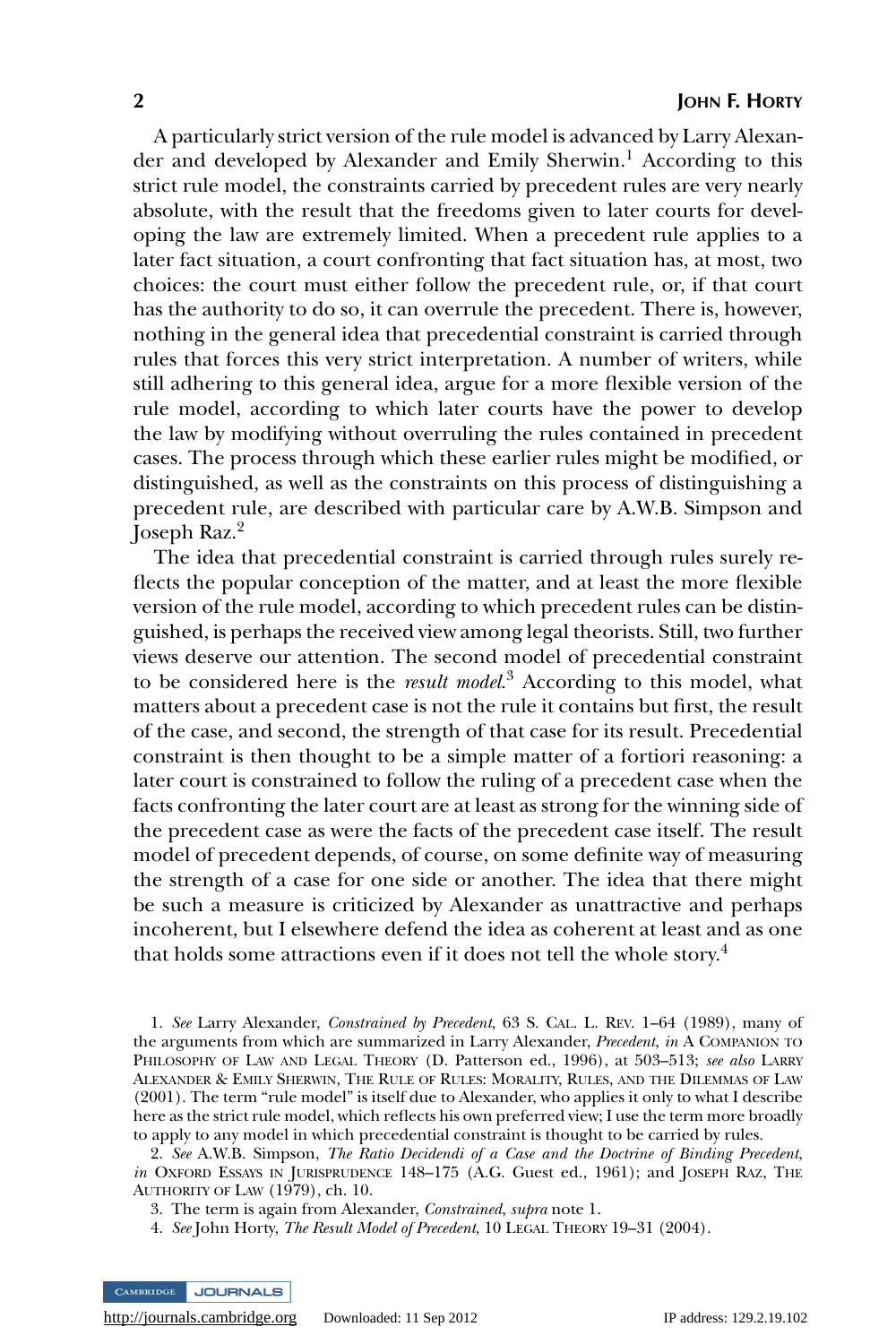A particularly strict version of the rule model is advanced by Larry Alexander and developed by Alexander and Emily Sherwin.[1] According to this strict rule model, the constraints carried by precedent rules are very nearly absolute, with the result that the freedoms given to later courts for developing the law are extremely limited. When a precedent rule applies to a later fact situation, a court confronting that fact situation has, at most, two choices: the court must either follow the precedent rule, or, if that court has the authority to do so, it can overrule the precedent. There is, however, nothing in the general idea that precedential constraint is carried through rules that forces this very strict interpretation. A number of writers, while still adhering to this general idea, argue for a more flexible version of the rule model, according to which later courts have the power to develop the law by modifying without overruling the rules contained in precedent cases. The process through which these earlier rules might be modified, or distinguished, as well as the constraints on this process of distinguishing a precedent rule, are described with particular care by A.W.B. Simpson and Joseph Raz.[2]

The idea that precedential constraint is carried through rules surely reflects the popular conception of the matter, and at least the more flexible version of the rule model, according to which precedent rules can be distinguished, is perhaps the received view among legal theorists. Still, two further views deserve our attention. The second model of precedential constraint to be considered here is the *result model*.[3] According to this model, what matters about a precedent case is not the rule it contains but first, the result of the case, and second, the strength of that case for its result. Precedential constraint is then thought to be a simple matter of a fortiori reasoning: a later court is constrained to follow the ruling of a precedent case when the facts confronting the later court are at least as strong for the winning side of the precedent case as were the facts of the precedent case itself. The result model of precedent depends, of course, on some definite way of measuring the strength of a case for one side or another. The idea that there might be such a measure is criticized by Alexander as unattractive and perhaps incoherent, but I elsewhere defend the idea as coherent at least and as one that holds some attractions even if it does not tell the whole story.[4]

1. *See* Larry Alexander, *Constrained by Precedent*, 63 S. CAL. L. REV. 1–64 (1989), many of the arguments from which are summarized in Larry Alexander, *Precedent*, *in* A COMPANION TO PHILOSOPHY OF LAW AND LEGAL THEORY (D. Patterson ed., 1996), at 503–513; *see also* LARRY ALEXANDER & EMILY SHERWIN, THE RULE OF RULES: MORALITY, RULES, AND THE DILEMMAS OF LAW (2001). The term "rule model" is itself due to Alexander, who applies it only to what I describe here as the strict rule model, which reflects his own preferred view; I use the term more broadly to apply to any model in which precedential constraint is thought to be carried by rules.

2. *See* A.W.B. Simpson, *The Ratio Decidendi of a Case and the Doctrine of Binding Precedent*, *in* OXFORD ESSAYS IN JURISPRUDENCE 148–175 (A.G. Guest ed., 1961); and JOSEPH RAZ, THE AUTHORITY OF LAW (1979), ch. 10.

3. The term is again from Alexander, *Constrained*, *supra* note 1.

4. *See* John Horty, *The Result Model of Precedent*, 10 LEGAL THEORY 19–31 (2004).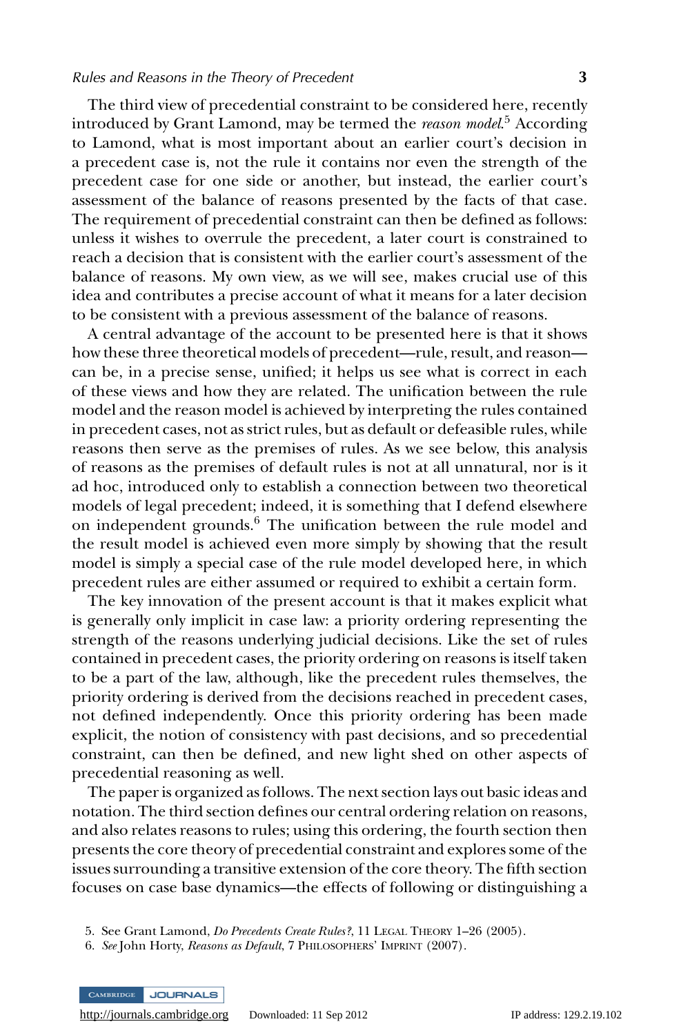The third view of precedential constraint to be considered here, recently introduced by Grant Lamond, may be termed the *reason model*.[5] According to Lamond, what is most important about an earlier court's decision in a precedent case is, not the rule it contains nor even the strength of the precedent case for one side or another, but instead, the earlier court's assessment of the balance of reasons presented by the facts of that case. The requirement of precedential constraint can then be defined as follows: unless it wishes to overrule the precedent, a later court is constrained to reach a decision that is consistent with the earlier court's assessment of the balance of reasons. My own view, as we will see, makes crucial use of this idea and contributes a precise account of what it means for a later decision to be consistent with a previous assessment of the balance of reasons.

A central advantage of the account to be presented here is that it shows how these three theoretical models of precedent—rule, result, and reason—can be, in a precise sense, unified; it helps us see what is correct in each of these views and how they are related. The unification between the rule model and the reason model is achieved by interpreting the rules contained in precedent cases, not as strict rules, but as default or defeasible rules, while reasons then serve as the premises of rules. As we see below, this analysis of reasons as the premises of default rules is not at all unnatural, nor is it ad hoc, introduced only to establish a connection between two theoretical models of legal precedent; indeed, it is something that I defend elsewhere on independent grounds.[6] The unification between the rule model and the result model is achieved even more simply by showing that the result model is simply a special case of the rule model developed here, in which precedent rules are either assumed or required to exhibit a certain form.

The key innovation of the present account is that it makes explicit what is generally only implicit in case law: a priority ordering representing the strength of the reasons underlying judicial decisions. Like the set of rules contained in precedent cases, the priority ordering on reasons is itself taken to be a part of the law, although, like the precedent rules themselves, the priority ordering is derived from the decisions reached in precedent cases, not defined independently. Once this priority ordering has been made explicit, the notion of consistency with past decisions, and so precedential constraint, can then be defined, and new light shed on other aspects of precedential reasoning as well.

The paper is organized as follows. The next section lays out basic ideas and notation. The third section defines our central ordering relation on reasons, and also relates reasons to rules; using this ordering, the fourth section then presents the core theory of precedential constraint and explores some of the issues surrounding a transitive extension of the core theory. The fifth section focuses on case base dynamics—the effects of following or distinguishing a

5. See Grant Lamond, *Do Precedents Create Rules?*, 11 Legal Theory 1–26 (2005).

6. *See* John Horty, *Reasons as Default*, 7 Philosophers' Imprint (2007).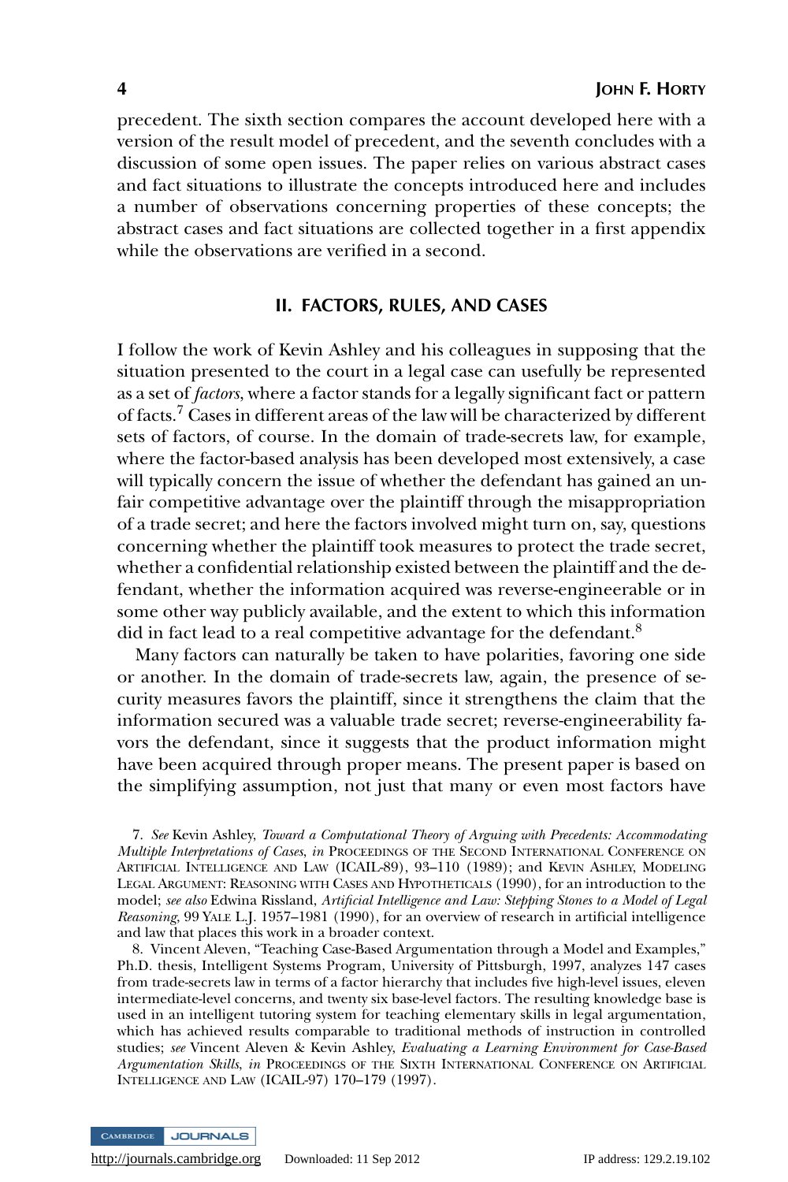precedent. The sixth section compares the account developed here with a version of the result model of precedent, and the seventh concludes with a discussion of some open issues. The paper relies on various abstract cases and fact situations to illustrate the concepts introduced here and includes a number of observations concerning properties of these concepts; the abstract cases and fact situations are collected together in a first appendix while the observations are verified in a second.

## II. FACTORS, RULES, AND CASES

I follow the work of Kevin Ashley and his colleagues in supposing that the situation presented to the court in a legal case can usefully be represented as a set of *factors*, where a factor stands for a legally significant fact or pattern of facts.[7] Cases in different areas of the law will be characterized by different sets of factors, of course. In the domain of trade-secrets law, for example, where the factor-based analysis has been developed most extensively, a case will typically concern the issue of whether the defendant has gained an unfair competitive advantage over the plaintiff through the misappropriation of a trade secret; and here the factors involved might turn on, say, questions concerning whether the plaintiff took measures to protect the trade secret, whether a confidential relationship existed between the plaintiff and the defendant, whether the information acquired was reverse-engineerable or in some other way publicly available, and the extent to which this information did in fact lead to a real competitive advantage for the defendant.[8]

Many factors can naturally be taken to have polarities, favoring one side or another. In the domain of trade-secrets law, again, the presence of security measures favors the plaintiff, since it strengthens the claim that the information secured was a valuable trade secret; reverse-engineerability favors the defendant, since it suggests that the product information might have been acquired through proper means. The present paper is based on the simplifying assumption, not just that many or even most factors have

7. *See* Kevin Ashley, *Toward a Computational Theory of Arguing with Precedents: Accommodating Multiple Interpretations of Cases*, *in* Proceedings of the Second International Conference on Artificial Intelligence and Law (ICAIL-89), 93–110 (1989); and Kevin Ashley, Modeling Legal Argument: Reasoning with Cases and Hypotheticals (1990), for an introduction to the model; *see also* Edwina Rissland, *Artificial Intelligence and Law: Stepping Stones to a Model of Legal Reasoning*, 99 Yale L.J. 1957–1981 (1990), for an overview of research in artificial intelligence and law that places this work in a broader context.

8. Vincent Aleven, "Teaching Case-Based Argumentation through a Model and Examples," Ph.D. thesis, Intelligent Systems Program, University of Pittsburgh, 1997, analyzes 147 cases from trade-secrets law in terms of a factor hierarchy that includes five high-level issues, eleven intermediate-level concerns, and twenty six base-level factors. The resulting knowledge base is used in an intelligent tutoring system for teaching elementary skills in legal argumentation, which has achieved results comparable to traditional methods of instruction in controlled studies; *see* Vincent Aleven & Kevin Ashley, *Evaluating a Learning Environment for Case-Based Argumentation Skills*, *in* Proceedings of the Sixth International Conference on Artificial Intelligence and Law (ICAIL-97) 170–179 (1997).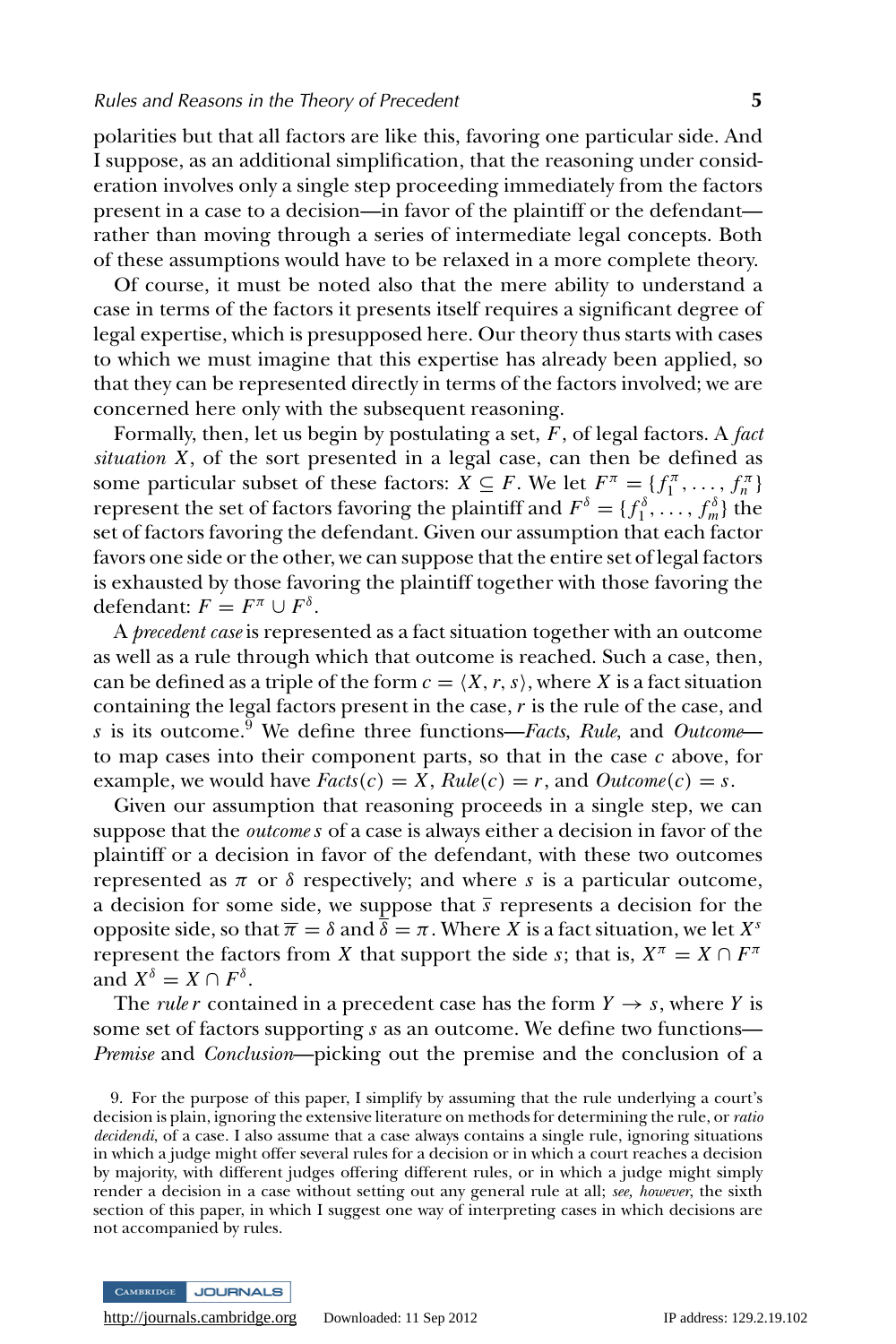polarities but that all factors are like this, favoring one particular side. And I suppose, as an additional simplification, that the reasoning under consideration involves only a single step proceeding immediately from the factors present in a case to a decision—in favor of the plaintiff or the defendant—rather than moving through a series of intermediate legal concepts. Both of these assumptions would have to be relaxed in a more complete theory.

Of course, it must be noted also that the mere ability to understand a case in terms of the factors it presents itself requires a significant degree of legal expertise, which is presupposed here. Our theory thus starts with cases to which we must imagine that this expertise has already been applied, so that they can be represented directly in terms of the factors involved; we are concerned here only with the subsequent reasoning.

Formally, then, let us begin by postulating a set, $F$, of legal factors. A *fact situation* $X$, of the sort presented in a legal case, can then be defined as some particular subset of these factors: $X \subseteq F$. We let $F^{\pi} = \{f_1^{\pi}, \ldots, f_n^{\pi}\}$ represent the set of factors favoring the plaintiff and $F^{\delta} = \{f_1^{\delta}, \ldots, f_m^{\delta}\}$ the set of factors favoring the defendant. Given our assumption that each factor favors one side or the other, we can suppose that the entire set of legal factors is exhausted by those favoring the plaintiff together with those favoring the defendant: $F = F^{\pi} \cup F^{\delta}$.

A *precedent case* is represented as a fact situation together with an outcome as well as a rule through which that outcome is reached. Such a case, then, can be defined as a triple of the form $c = \langle X, r, s \rangle$, where $X$ is a fact situation containing the legal factors present in the case, $r$ is the rule of the case, and $s$ is its outcome.[9] We define three functions—*Facts*, *Rule*, and *Outcome*—to map cases into their component parts, so that in the case $c$ above, for example, we would have $Facts(c) = X$, $Rule(c) = r$, and $Outcome(c) = s$.

Given our assumption that reasoning proceeds in a single step, we can suppose that the *outcome* $s$ of a case is always either a decision in favor of the plaintiff or a decision in favor of the defendant, with these two outcomes represented as $\pi$ or $\delta$ respectively; and where $s$ is a particular outcome, a decision for some side, we suppose that $\overline{s}$ represents a decision for the opposite side, so that $\overline{\pi} = \delta$ and $\overline{\delta} = \pi$. Where $X$ is a fact situation, we let $X^s$ represent the factors from $X$ that support the side $s$; that is, $X^{\pi} = X \cap F^{\pi}$ and $X^{\delta} = X \cap F^{\delta}$.

The *rule* $r$ contained in a precedent case has the form $Y \rightarrow s$, where $Y$ is some set of factors supporting $s$ as an outcome. We define two functions—*Premise* and *Conclusion*—picking out the premise and the conclusion of a

9. For the purpose of this paper, I simplify by assuming that the rule underlying a court's decision is plain, ignoring the extensive literature on methods for determining the rule, or *ratio decidendi*, of a case. I also assume that a case always contains a single rule, ignoring situations in which a judge might offer several rules for a decision or in which a court reaches a decision by majority, with different judges offering different rules, or in which a judge might simply render a decision in a case without setting out any general rule at all; *see, however*, the sixth section of this paper, in which I suggest one way of interpreting cases in which decisions are not accompanied by rules.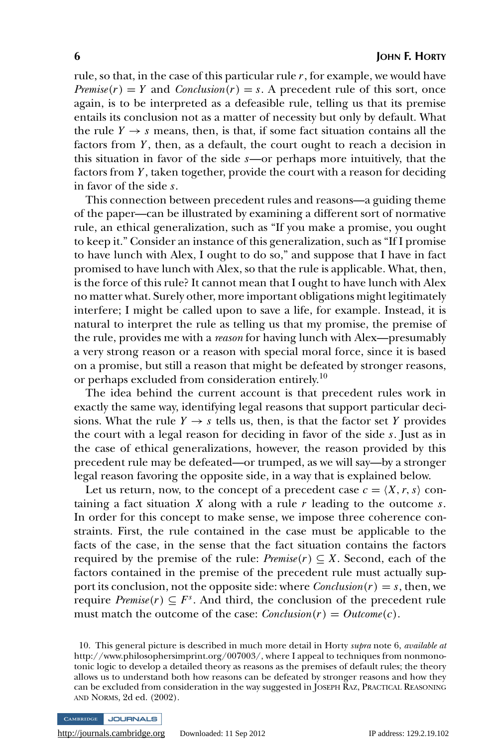rule, so that, in the case of this particular rule $r$, for example, we would have $Premise(r) = Y$ and $Conclusion(r) = s$. A precedent rule of this sort, once again, is to be interpreted as a defeasible rule, telling us that its premise entails its conclusion not as a matter of necessity but only by default. What the rule $Y \rightarrow s$ means, then, is that, if some fact situation contains all the factors from $Y$, then, as a default, the court ought to reach a decision in this situation in favor of the side $s$—or perhaps more intuitively, that the factors from $Y$, taken together, provide the court with a reason for deciding in favor of the side $s$.

This connection between precedent rules and reasons—a guiding theme of the paper—can be illustrated by examining a different sort of normative rule, an ethical generalization, such as "If you make a promise, you ought to keep it." Consider an instance of this generalization, such as "If I promise to have lunch with Alex, I ought to do so," and suppose that I have in fact promised to have lunch with Alex, so that the rule is applicable. What, then, is the force of this rule? It cannot mean that I ought to have lunch with Alex no matter what. Surely other, more important obligations might legitimately interfere; I might be called upon to save a life, for example. Instead, it is natural to interpret the rule as telling us that my promise, the premise of the rule, provides me with a *reason* for having lunch with Alex—presumably a very strong reason or a reason with special moral force, since it is based on a promise, but still a reason that might be defeated by stronger reasons, or perhaps excluded from consideration entirely.[10]

The idea behind the current account is that precedent rules work in exactly the same way, identifying legal reasons that support particular decisions. What the rule $Y \rightarrow s$ tells us, then, is that the factor set $Y$ provides the court with a legal reason for deciding in favor of the side $s$. Just as in the case of ethical generalizations, however, the reason provided by this precedent rule may be defeated—or trumped, as we will say—by a stronger legal reason favoring the opposite side, in a way that is explained below.

Let us return, now, to the concept of a precedent case $c = \langle X, r, s \rangle$ containing a fact situation $X$ along with a rule $r$ leading to the outcome $s$. In order for this concept to make sense, we impose three coherence constraints. First, the rule contained in the case must be applicable to the facts of the case, in the sense that the fact situation contains the factors required by the premise of the rule: $Premise(r) \subseteq X$. Second, each of the factors contained in the premise of the precedent rule must actually support its conclusion, not the opposite side: where $Conclusion(r) = s$, then, we require $Premise(r) \subseteq F^s$. And third, the conclusion of the precedent rule must match the outcome of the case: $Conclusion(r) = Outcome(c)$.

10. This general picture is described in much more detail in Horty *supra* note 6, *available at* http://www.philosophersimprint.org/007003/, where I appeal to techniques from nonmonotonic logic to develop a detailed theory as reasons as the premises of default rules; the theory allows us to understand both how reasons can be defeated by stronger reasons and how they can be excluded from consideration in the way suggested in JOSEPH RAZ, PRACTICAL REASONING AND NORMS, 2d ed. (2002).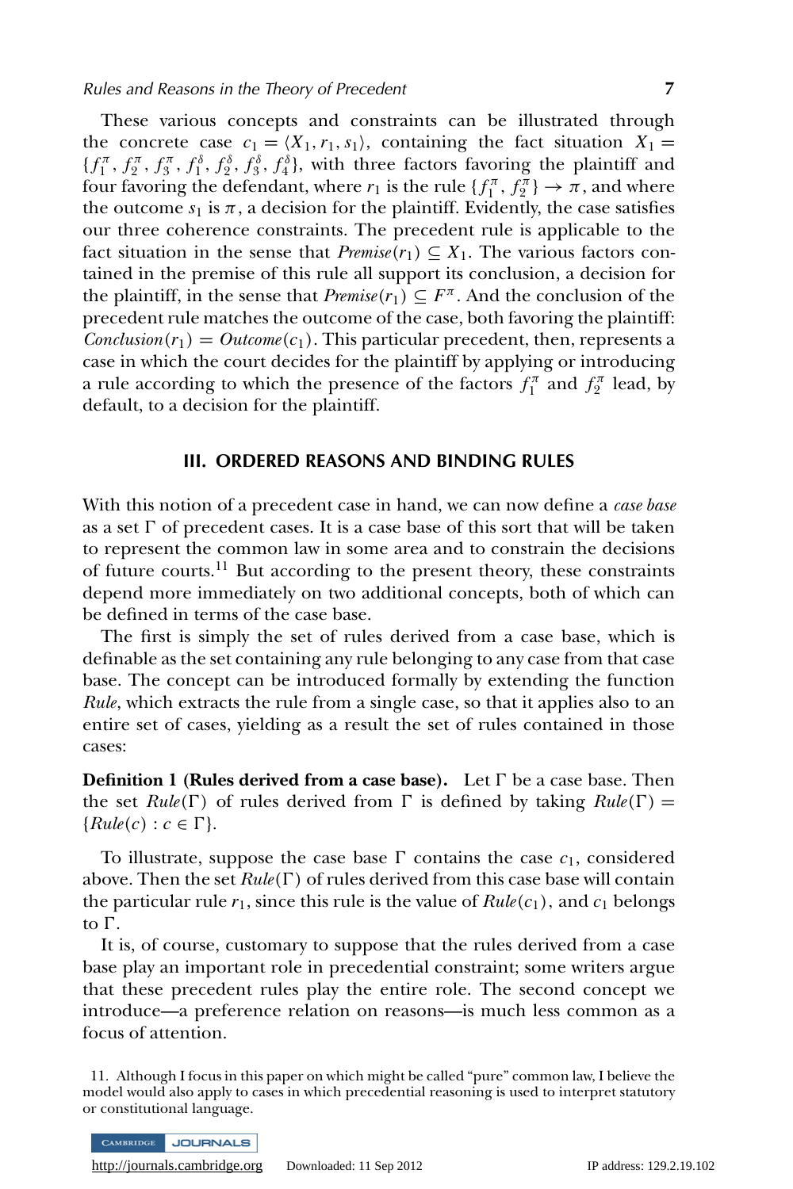These various concepts and constraints can be illustrated through the concrete case $c_1 = \langle X_1, r_1, s_1 \rangle$, containing the fact situation $X_1 = \{f_1^\pi, f_2^\pi, f_3^\pi, f_1^\delta, f_2^\delta, f_3^\delta, f_4^\delta\}$, with three factors favoring the plaintiff and four favoring the defendant, where $r_1$ is the rule $\{f_1^\pi, f_2^\pi\} \rightarrow \pi$, and where the outcome $s_1$ is $\pi$, a decision for the plaintiff. Evidently, the case satisfies our three coherence constraints. The precedent rule is applicable to the fact situation in the sense that $Premise(r_1) \subseteq X_1$. The various factors contained in the premise of this rule all support its conclusion, a decision for the plaintiff, in the sense that $Premise(r_1) \subseteq F^\pi$. And the conclusion of the precedent rule matches the outcome of the case, both favoring the plaintiff: $Conclusion(r_1) = Outcome(c_1)$. This particular precedent, then, represents a case in which the court decides for the plaintiff by applying or introducing a rule according to which the presence of the factors $f_1^\pi$ and $f_2^\pi$ lead, by default, to a decision for the plaintiff.

## III. ORDERED REASONS AND BINDING RULES

With this notion of a precedent case in hand, we can now define a *case base* as a set $\Gamma$ of precedent cases. It is a case base of this sort that will be taken to represent the common law in some area and to constrain the decisions of future courts.[11] But according to the present theory, these constraints depend more immediately on two additional concepts, both of which can be defined in terms of the case base.

The first is simply the set of rules derived from a case base, which is definable as the set containing any rule belonging to any case from that case base. The concept can be introduced formally by extending the function *Rule*, which extracts the rule from a single case, so that it applies also to an entire set of cases, yielding as a result the set of rules contained in those cases:

**Definition 1 (Rules derived from a case base).** Let $\Gamma$ be a case base. Then the set $Rule(\Gamma)$ of rules derived from $\Gamma$ is defined by taking $Rule(\Gamma) = \{Rule(c) : c \in \Gamma\}$.

To illustrate, suppose the case base $\Gamma$ contains the case $c_1$, considered above. Then the set $Rule(\Gamma)$ of rules derived from this case base will contain the particular rule $r_1$, since this rule is the value of $Rule(c_1)$, and $c_1$ belongs to $\Gamma$.

It is, of course, customary to suppose that the rules derived from a case base play an important role in precedential constraint; some writers argue that these precedent rules play the entire role. The second concept we introduce—a preference relation on reasons—is much less common as a focus of attention.

11. Although I focus in this paper on which might be called "pure" common law, I believe the model would also apply to cases in which precedential reasoning is used to interpret statutory or constitutional language.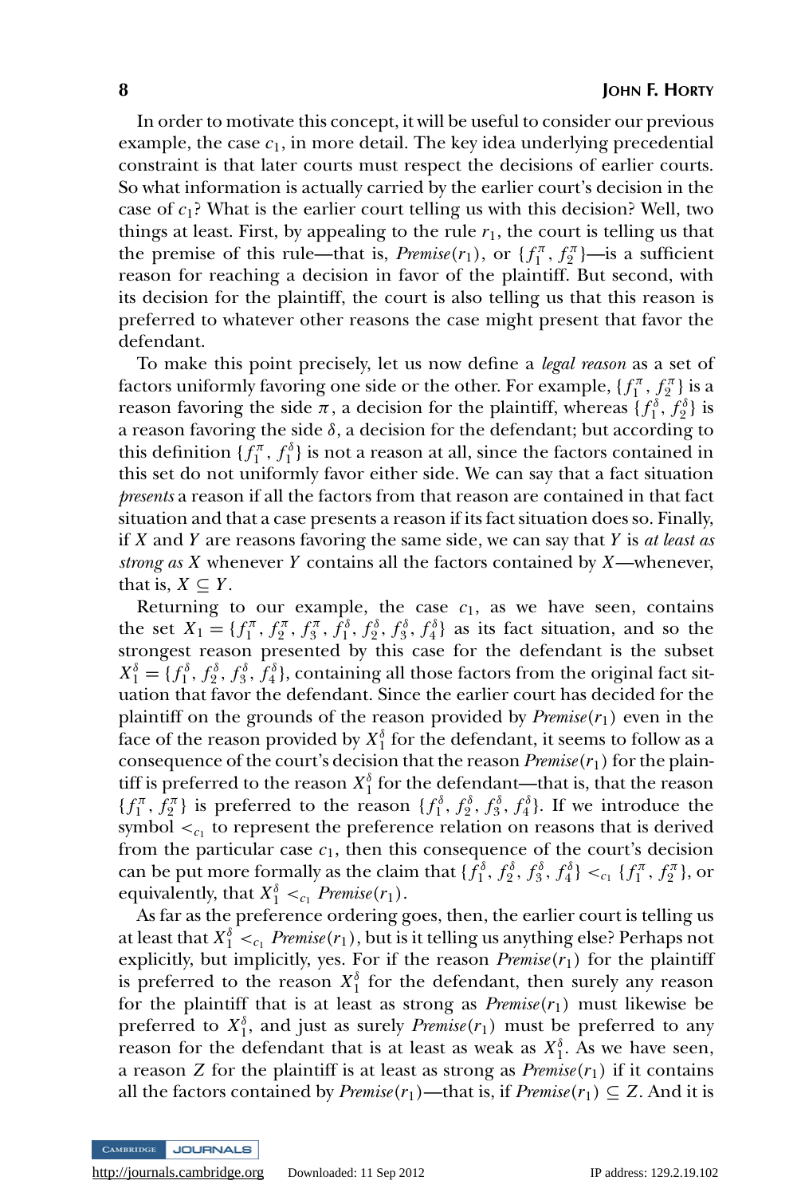In order to motivate this concept, it will be useful to consider our previous example, the case $c_1$, in more detail. The key idea underlying precedential constraint is that later courts must respect the decisions of earlier courts. So what information is actually carried by the earlier court's decision in the case of $c_1$? What is the earlier court telling us with this decision? Well, two things at least. First, by appealing to the rule $r_1$, the court is telling us that the premise of this rule—that is, $Premise(r_1)$, or $\{f_1^\pi, f_2^\pi\}$—is a sufficient reason for reaching a decision in favor of the plaintiff. But second, with its decision for the plaintiff, the court is also telling us that this reason is preferred to whatever other reasons the case might present that favor the defendant.

To make this point precisely, let us now define a *legal reason* as a set of factors uniformly favoring one side or the other. For example, $\{f_1^\pi, f_2^\pi\}$ is a reason favoring the side $\pi$, a decision for the plaintiff, whereas $\{f_1^\delta, f_2^\delta\}$ is a reason favoring the side $\delta$, a decision for the defendant; but according to this definition $\{f_1^\pi, f_1^\delta\}$ is not a reason at all, since the factors contained in this set do not uniformly favor either side. We can say that a fact situation *presents* a reason if all the factors from that reason are contained in that fact situation and that a case presents a reason if its fact situation does so. Finally, if $X$ and $Y$ are reasons favoring the same side, we can say that $Y$ is *at least as strong as* $X$ whenever $Y$ contains all the factors contained by $X$—whenever, that is, $X \subseteq Y$.

Returning to our example, the case $c_1$, as we have seen, contains the set $X_1 = \{f_1^\pi, f_2^\pi, f_3^\pi, f_1^\delta, f_2^\delta, f_3^\delta, f_4^\delta\}$ as its fact situation, and so the strongest reason presented by this case for the defendant is the subset $X_1^\delta = \{f_1^\delta, f_2^\delta, f_3^\delta, f_4^\delta\}$, containing all those factors from the original fact situation that favor the defendant. Since the earlier court has decided for the plaintiff on the grounds of the reason provided by $Premise(r_1)$ even in the face of the reason provided by $X_1^\delta$ for the defendant, it seems to follow as a consequence of the court's decision that the reason $Premise(r_1)$ for the plaintiff is preferred to the reason $X_1^\delta$ for the defendant—that is, that the reason $\{f_1^\pi, f_2^\pi\}$ is preferred to the reason $\{f_1^\delta, f_2^\delta, f_3^\delta, f_4^\delta\}$. If we introduce the symbol $<_{c_1}$ to represent the preference relation on reasons that is derived from the particular case $c_1$, then this consequence of the court's decision can be put more formally as the claim that $\{f_1^\delta, f_2^\delta, f_3^\delta, f_4^\delta\} <_{c_1} \{f_1^\pi, f_2^\pi\}$, or equivalently, that $X_1^\delta <_{c_1} Premise(r_1)$.

As far as the preference ordering goes, then, the earlier court is telling us at least that $X_1^\delta <_{c_1} Premise(r_1)$, but is it telling us anything else? Perhaps not explicitly, but implicitly, yes. For if the reason $Premise(r_1)$ for the plaintiff is preferred to the reason $X_1^\delta$ for the defendant, then surely any reason for the plaintiff that is at least as strong as $Premise(r_1)$ must likewise be preferred to $X_1^\delta$, and just as surely $Premise(r_1)$ must be preferred to any reason for the defendant that is at least as weak as $X_1^\delta$. As we have seen, a reason $Z$ for the plaintiff is at least as strong as $Premise(r_1)$ if it contains all the factors contained by $Premise(r_1)$—that is, if $Premise(r_1) \subseteq Z$. And it is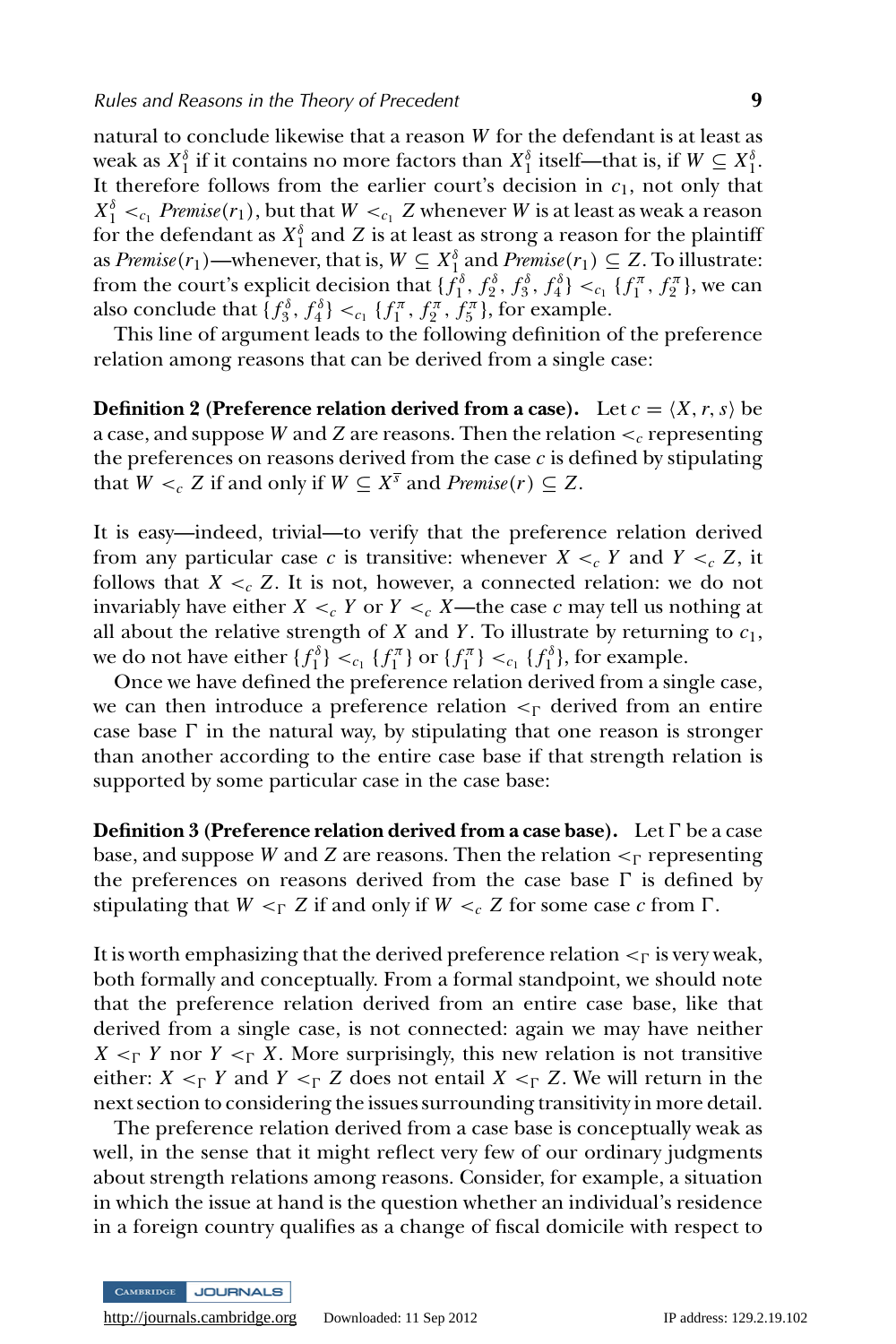natural to conclude likewise that a reason $W$ for the defendant is at least as weak as $X_1^\delta$ if it contains no more factors than $X_1^\delta$ itself—that is, if $W \subseteq X_1^\delta$. It therefore follows from the earlier court's decision in $c_1$, not only that $X_1^\delta <_{c_1} Premise(r_1)$, but that $W <_{c_1} Z$ whenever $W$ is at least as weak a reason for the defendant as $X_1^\delta$ and $Z$ is at least as strong a reason for the plaintiff as $Premise(r_1)$—whenever, that is, $W \subseteq X_1^\delta$ and $Premise(r_1) \subseteq Z$. To illustrate: from the court's explicit decision that $\{f_1^\delta, f_2^\delta, f_3^\delta, f_4^\delta\} <_{c_1} \{f_1^\pi, f_2^\pi\}$, we can also conclude that $\{f_3^\delta, f_4^\delta\} <_{c_1} \{f_1^\pi, f_2^\pi, f_5^\pi\}$, for example.

This line of argument leads to the following definition of the preference relation among reasons that can be derived from a single case:

**Definition 2 (Preference relation derived from a case).** Let $c = \langle X, r, s\rangle$ be a case, and suppose $W$ and $Z$ are reasons. Then the relation $<_c$ representing the preferences on reasons derived from the case $c$ is defined by stipulating that $W <_c Z$ if and only if $W \subseteq X^{\overline{s}}$ and $Premise(r) \subseteq Z$.

It is easy—indeed, trivial—to verify that the preference relation derived from any particular case $c$ is transitive: whenever $X <_c Y$ and $Y <_c Z$, it follows that $X <_c Z$. It is not, however, a connected relation: we do not invariably have either $X <_c Y$ or $Y <_c X$—the case $c$ may tell us nothing at all about the relative strength of $X$ and $Y$. To illustrate by returning to $c_1$, we do not have either $\{f_1^\delta\} <_{c_1} \{f_1^\pi\}$ or $\{f_1^\pi\} <_{c_1} \{f_1^\delta\}$, for example.

Once we have defined the preference relation derived from a single case, we can then introduce a preference relation $<_\Gamma$ derived from an entire case base $\Gamma$ in the natural way, by stipulating that one reason is stronger than another according to the entire case base if that strength relation is supported by some particular case in the case base:

**Definition 3 (Preference relation derived from a case base).** Let $\Gamma$ be a case base, and suppose $W$ and $Z$ are reasons. Then the relation $<_\Gamma$ representing the preferences on reasons derived from the case base $\Gamma$ is defined by stipulating that $W <_\Gamma Z$ if and only if $W <_c Z$ for some case $c$ from $\Gamma$.

It is worth emphasizing that the derived preference relation $<_\Gamma$ is very weak, both formally and conceptually. From a formal standpoint, we should note that the preference relation derived from an entire case base, like that derived from a single case, is not connected: again we may have neither $X <_\Gamma Y$ nor $Y <_\Gamma X$. More surprisingly, this new relation is not transitive either: $X <_\Gamma Y$ and $Y <_\Gamma Z$ does not entail $X <_\Gamma Z$. We will return in the next section to considering the issues surrounding transitivity in more detail.

The preference relation derived from a case base is conceptually weak as well, in the sense that it might reflect very few of our ordinary judgments about strength relations among reasons. Consider, for example, a situation in which the issue at hand is the question whether an individual's residence in a foreign country qualifies as a change of fiscal domicile with respect to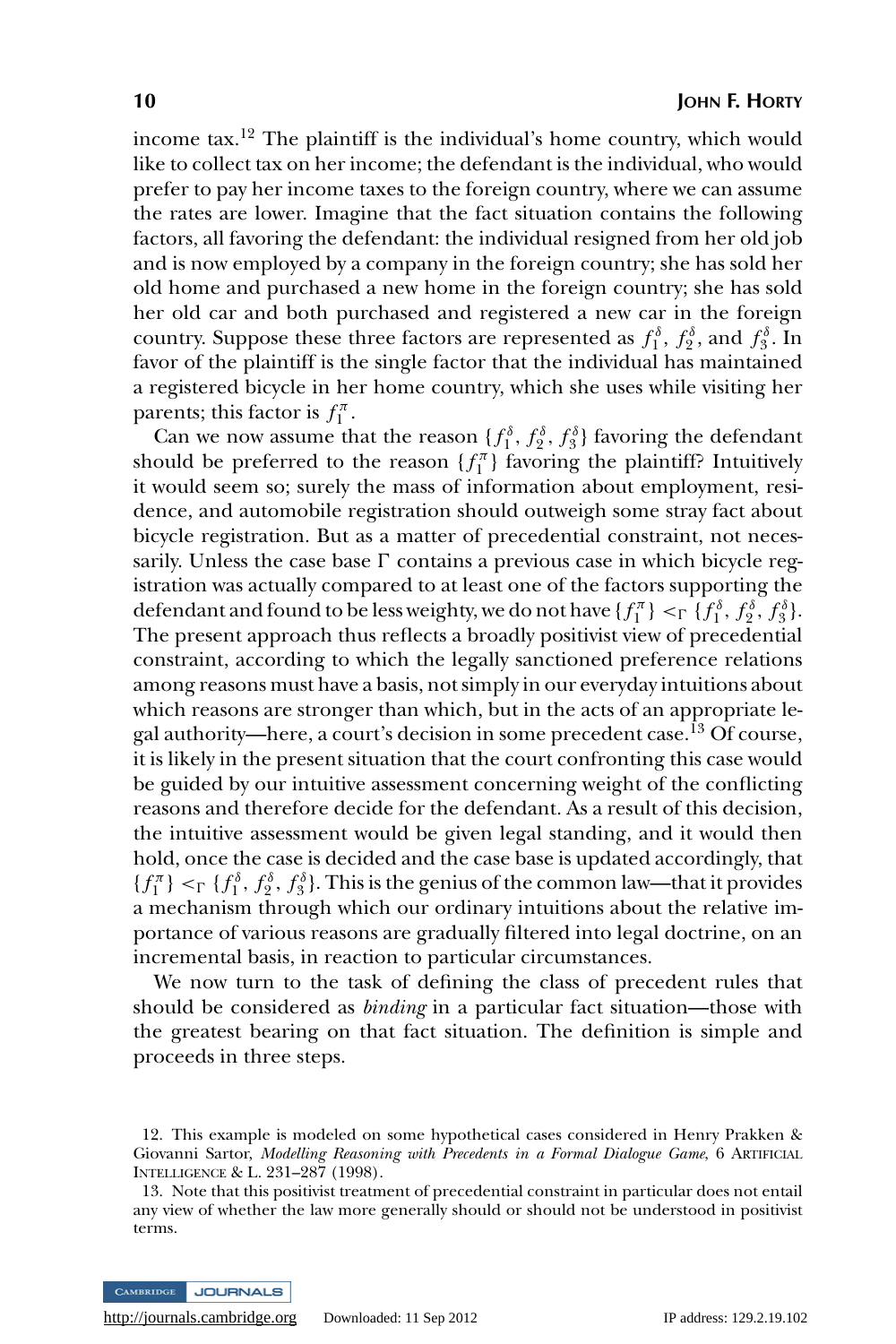income tax.[12] The plaintiff is the individual's home country, which would like to collect tax on her income; the defendant is the individual, who would prefer to pay her income taxes to the foreign country, where we can assume the rates are lower. Imagine that the fact situation contains the following factors, all favoring the defendant: the individual resigned from her old job and is now employed by a company in the foreign country; she has sold her old home and purchased a new home in the foreign country; she has sold her old car and both purchased and registered a new car in the foreign country. Suppose these three factors are represented as $f_1^\delta$, $f_2^\delta$, and $f_3^\delta$. In favor of the plaintiff is the single factor that the individual has maintained a registered bicycle in her home country, which she uses while visiting her parents; this factor is $f_1^\pi$.

Can we now assume that the reason $\{f_1^\delta, f_2^\delta, f_3^\delta\}$ favoring the defendant should be preferred to the reason $\{f_1^\pi\}$ favoring the plaintiff? Intuitively it would seem so; surely the mass of information about employment, residence, and automobile registration should outweigh some stray fact about bicycle registration. But as a matter of precedential constraint, not necessarily. Unless the case base $\Gamma$ contains a previous case in which bicycle registration was actually compared to at least one of the factors supporting the defendant and found to be less weighty, we do not have $\{f_1^\pi\} <_\Gamma \{f_1^\delta, f_2^\delta, f_3^\delta\}$. The present approach thus reflects a broadly positivist view of precedential constraint, according to which the legally sanctioned preference relations among reasons must have a basis, not simply in our everyday intuitions about which reasons are stronger than which, but in the acts of an appropriate legal authority—here, a court's decision in some precedent case.[13] Of course, it is likely in the present situation that the court confronting this case would be guided by our intuitive assessment concerning weight of the conflicting reasons and therefore decide for the defendant. As a result of this decision, the intuitive assessment would be given legal standing, and it would then hold, once the case is decided and the case base is updated accordingly, that $\{f_1^\pi\} <_\Gamma \{f_1^\delta, f_2^\delta, f_3^\delta\}$. This is the genius of the common law—that it provides a mechanism through which our ordinary intuitions about the relative importance of various reasons are gradually filtered into legal doctrine, on an incremental basis, in reaction to particular circumstances.

We now turn to the task of defining the class of precedent rules that should be considered as *binding* in a particular fact situation—those with the greatest bearing on that fact situation. The definition is simple and proceeds in three steps.

12. This example is modeled on some hypothetical cases considered in Henry Prakken & Giovanni Sartor, *Modelling Reasoning with Precedents in a Formal Dialogue Game*, 6 Artificial Intelligence & L. 231–287 (1998).

13. Note that this positivist treatment of precedential constraint in particular does not entail any view of whether the law more generally should or should not be understood in positivist terms.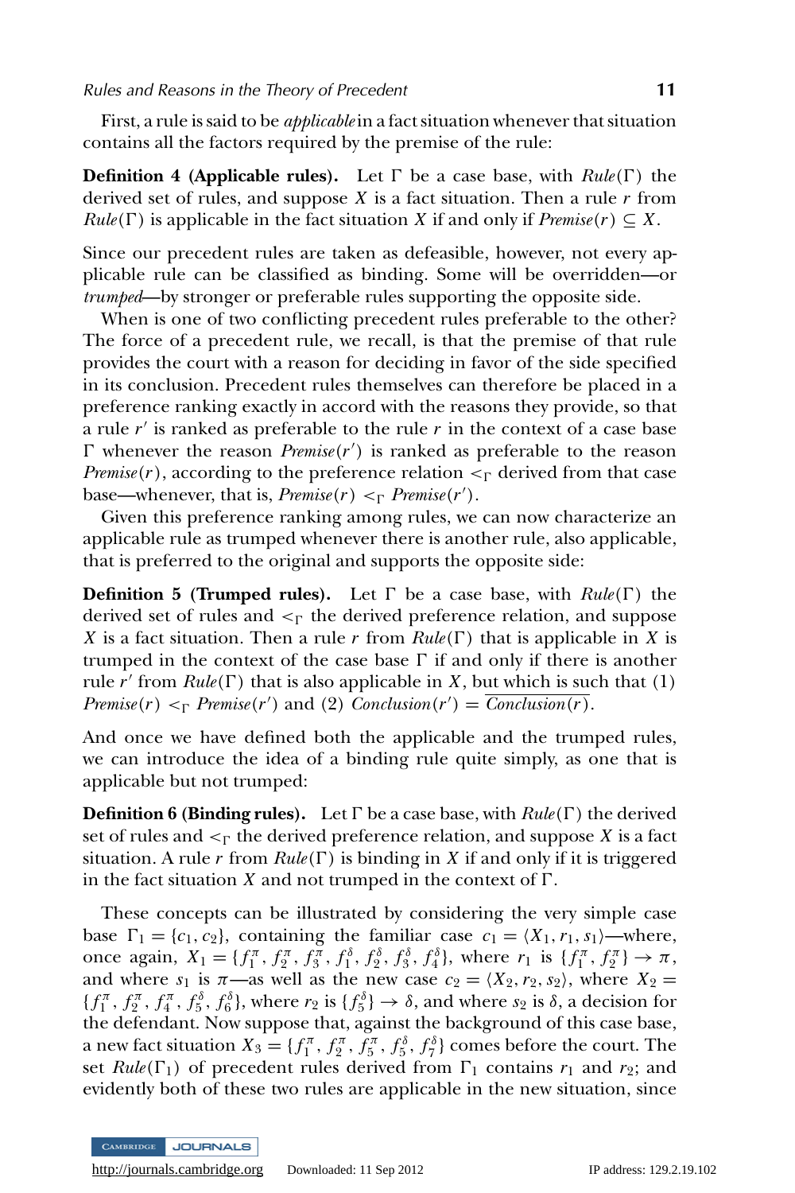First, a rule is said to be *applicable* in a fact situation whenever that situation contains all the factors required by the premise of the rule:

**Definition 4 (Applicable rules).** Let $\Gamma$ be a case base, with $Rule(\Gamma)$ the derived set of rules, and suppose $X$ is a fact situation. Then a rule $r$ from $Rule(\Gamma)$ is applicable in the fact situation $X$ if and only if $Premise(r) \subseteq X$.

Since our precedent rules are taken as defeasible, however, not every applicable rule can be classified as binding. Some will be overridden—or *trumped*—by stronger or preferable rules supporting the opposite side.

When is one of two conflicting precedent rules preferable to the other? The force of a precedent rule, we recall, is that the premise of that rule provides the court with a reason for deciding in favor of the side specified in its conclusion. Precedent rules themselves can therefore be placed in a preference ranking exactly in accord with the reasons they provide, so that a rule $r'$ is ranked as preferable to the rule $r$ in the context of a case base $\Gamma$ whenever the reason $Premise(r')$ is ranked as preferable to the reason $Premise(r)$, according to the preference relation $<_\Gamma$ derived from that case base—whenever, that is, $Premise(r) <_\Gamma Premise(r')$.

Given this preference ranking among rules, we can now characterize an applicable rule as trumped whenever there is another rule, also applicable, that is preferred to the original and supports the opposite side:

**Definition 5 (Trumped rules).** Let $\Gamma$ be a case base, with $Rule(\Gamma)$ the derived set of rules and $<_\Gamma$ the derived preference relation, and suppose $X$ is a fact situation. Then a rule $r$ from $Rule(\Gamma)$ that is applicable in $X$ is trumped in the context of the case base $\Gamma$ if and only if there is another rule $r'$ from $Rule(\Gamma)$ that is also applicable in $X$, but which is such that (1) $Premise(r) <_\Gamma Premise(r')$ and (2) $Conclusion(r') = \overline{Conclusion(r)}$.

And once we have defined both the applicable and the trumped rules, we can introduce the idea of a binding rule quite simply, as one that is applicable but not trumped:

**Definition 6 (Binding rules).** Let $\Gamma$ be a case base, with $Rule(\Gamma)$ the derived set of rules and $<_\Gamma$ the derived preference relation, and suppose $X$ is a fact situation. A rule $r$ from $Rule(\Gamma)$ is binding in $X$ if and only if it is triggered in the fact situation $X$ and not trumped in the context of $\Gamma$.

These concepts can be illustrated by considering the very simple case base $\Gamma_1 = \{c_1, c_2\}$, containing the familiar case $c_1 = \langle X_1, r_1, s_1 \rangle$—where, once again, $X_1 = \{f_1^\pi, f_2^\pi, f_3^\pi, f_1^\delta, f_2^\delta, f_3^\delta, f_4^\delta\}$, where $r_1$ is $\{f_1^\pi, f_2^\pi\} \rightarrow \pi$, and where $s_1$ is $\pi$—as well as the new case $c_2 = \langle X_2, r_2, s_2 \rangle$, where $X_2 = \{f_1^\pi, f_2^\pi, f_4^\pi, f_5^\delta, f_6^\delta\}$, where $r_2$ is $\{f_5^\delta\} \rightarrow \delta$, and where $s_2$ is $\delta$, a decision for the defendant. Now suppose that, against the background of this case base, a new fact situation $X_3 = \{f_1^\pi, f_2^\pi, f_5^\pi, f_5^\delta, f_7^\delta\}$ comes before the court. The set $Rule(\Gamma_1)$ of precedent rules derived from $\Gamma_1$ contains $r_1$ and $r_2$; and evidently both of these two rules are applicable in the new situation, since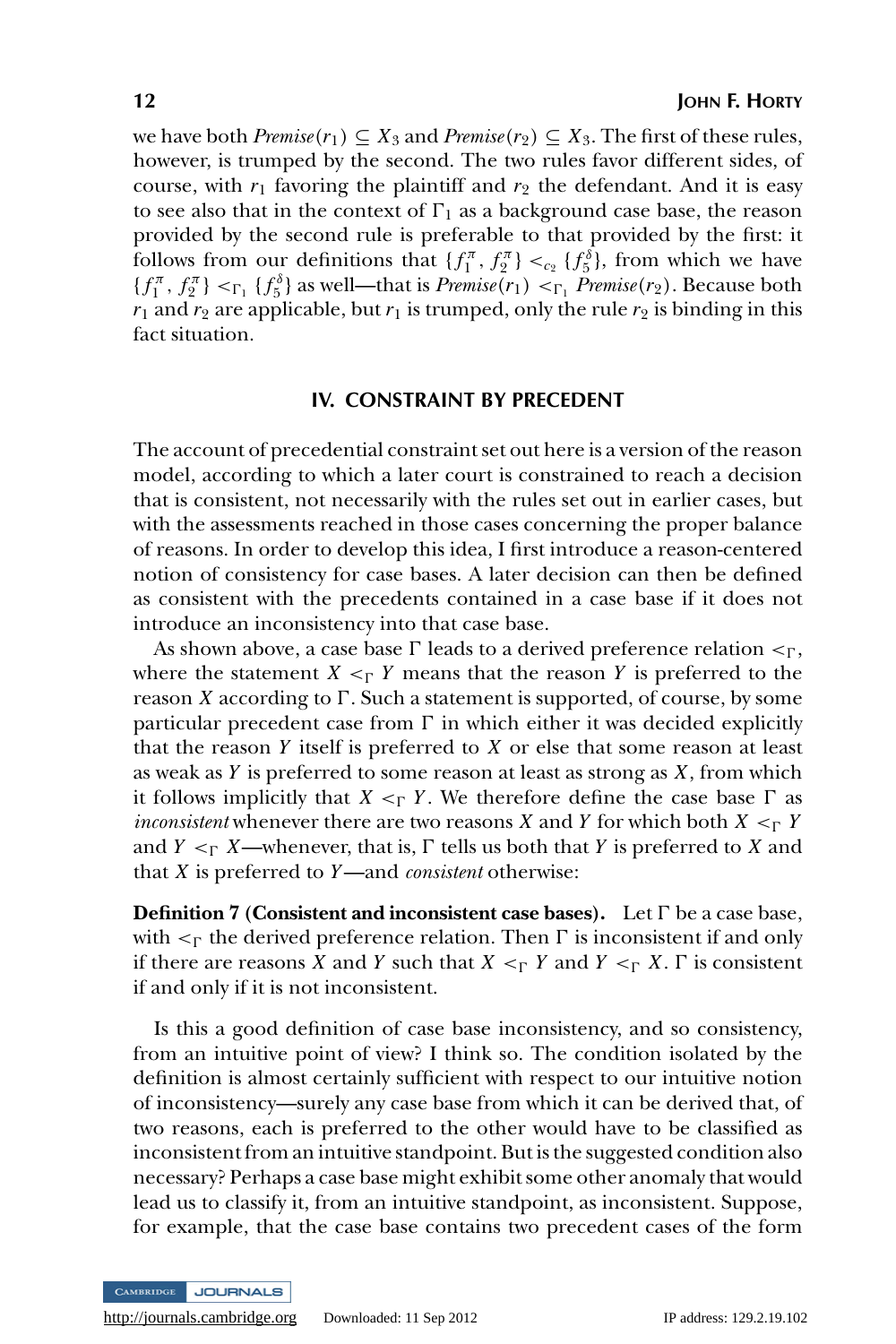we have both $Premise(r_1) \subseteq X_3$ and $Premise(r_2) \subseteq X_3$. The first of these rules, however, is trumped by the second. The two rules favor different sides, of course, with $r_1$ favoring the plaintiff and $r_2$ the defendant. And it is easy to see also that in the context of $\Gamma_1$ as a background case base, the reason provided by the second rule is preferable to that provided by the first: it follows from our definitions that $\{f_1^\pi, f_2^\pi\} <_{c_2} \{f_5^\delta\}$, from which we have $\{f_1^\pi, f_2^\pi\} <_{\Gamma_1} \{f_5^\delta\}$ as well—that is $Premise(r_1) <_{\Gamma_1} Premise(r_2)$. Because both $r_1$ and $r_2$ are applicable, but $r_1$ is trumped, only the rule $r_2$ is binding in this fact situation.

## IV. CONSTRAINT BY PRECEDENT

The account of precedential constraint set out here is a version of the reason model, according to which a later court is constrained to reach a decision that is consistent, not necessarily with the rules set out in earlier cases, but with the assessments reached in those cases concerning the proper balance of reasons. In order to develop this idea, I first introduce a reason-centered notion of consistency for case bases. A later decision can then be defined as consistent with the precedents contained in a case base if it does not introduce an inconsistency into that case base.

As shown above, a case base $\Gamma$ leads to a derived preference relation $<_\Gamma$, where the statement $X <_\Gamma Y$ means that the reason $Y$ is preferred to the reason $X$ according to $\Gamma$. Such a statement is supported, of course, by some particular precedent case from $\Gamma$ in which either it was decided explicitly that the reason $Y$ itself is preferred to $X$ or else that some reason at least as weak as $Y$ is preferred to some reason at least as strong as $X$, from which it follows implicitly that $X <_\Gamma Y$. We therefore define the case base $\Gamma$ as *inconsistent* whenever there are two reasons $X$ and $Y$ for which both $X <_\Gamma Y$ and $Y <_\Gamma X$—whenever, that is, $\Gamma$ tells us both that $Y$ is preferred to $X$ and that $X$ is preferred to $Y$—and *consistent* otherwise:

**Definition 7 (Consistent and inconsistent case bases).** Let $\Gamma$ be a case base, with $<_\Gamma$ the derived preference relation. Then $\Gamma$ is inconsistent if and only if there are reasons $X$ and $Y$ such that $X <_\Gamma Y$ and $Y <_\Gamma X$. $\Gamma$ is consistent if and only if it is not inconsistent.

Is this a good definition of case base inconsistency, and so consistency, from an intuitive point of view? I think so. The condition isolated by the definition is almost certainly sufficient with respect to our intuitive notion of inconsistency—surely any case base from which it can be derived that, of two reasons, each is preferred to the other would have to be classified as inconsistent from an intuitive standpoint. But is the suggested condition also necessary? Perhaps a case base might exhibit some other anomaly that would lead us to classify it, from an intuitive standpoint, as inconsistent. Suppose, for example, that the case base contains two precedent cases of the form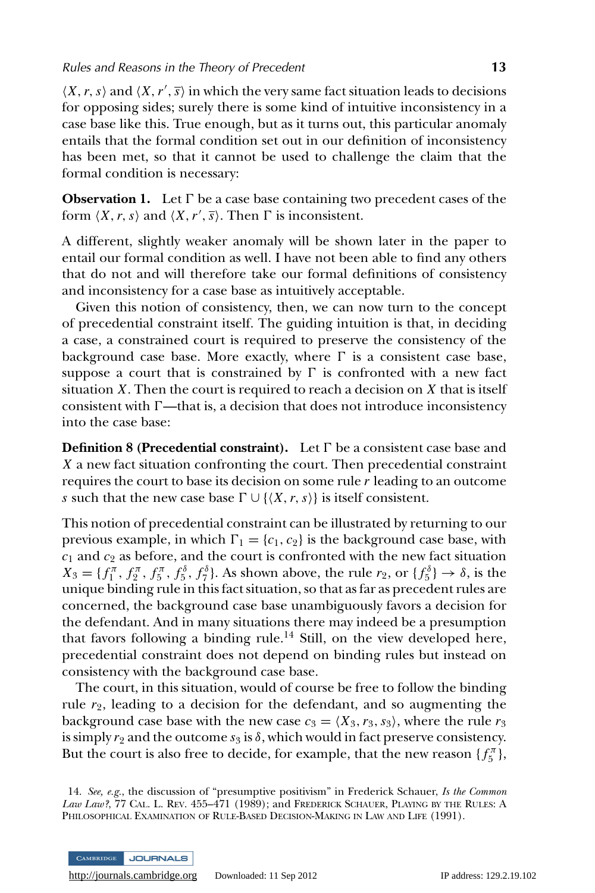$\langle X, r, s\rangle$ and $\langle X, r', \bar{s}\rangle$ in which the very same fact situation leads to decisions for opposing sides; surely there is some kind of intuitive inconsistency in a case base like this. True enough, but as it turns out, this particular anomaly entails that the formal condition set out in our definition of inconsistency has been met, so that it cannot be used to challenge the claim that the formal condition is necessary:

**Observation 1.** Let $\Gamma$ be a case base containing two precedent cases of the form $\langle X, r, s\rangle$ and $\langle X, r', \bar{s}\rangle$. Then $\Gamma$ is inconsistent.

A different, slightly weaker anomaly will be shown later in the paper to entail our formal condition as well. I have not been able to find any others that do not and will therefore take our formal definitions of consistency and inconsistency for a case base as intuitively acceptable.

Given this notion of consistency, then, we can now turn to the concept of precedential constraint itself. The guiding intuition is that, in deciding a case, a constrained court is required to preserve the consistency of the background case base. More exactly, where $\Gamma$ is a consistent case base, suppose a court that is constrained by $\Gamma$ is confronted with a new fact situation $X$. Then the court is required to reach a decision on $X$ that is itself consistent with $\Gamma$—that is, a decision that does not introduce inconsistency into the case base:

**Definition 8 (Precedential constraint).** Let $\Gamma$ be a consistent case base and $X$ a new fact situation confronting the court. Then precedential constraint requires the court to base its decision on some rule $r$ leading to an outcome $s$ such that the new case base $\Gamma \cup \{\langle X, r, s\rangle\}$ is itself consistent.

This notion of precedential constraint can be illustrated by returning to our previous example, in which $\Gamma_1 = \{c_1, c_2\}$ is the background case base, with $c_1$ and $c_2$ as before, and the court is confronted with the new fact situation $X_3 = \{f_1^\pi, f_2^\pi, f_5^\pi, f_5^\delta, f_7^\delta\}$. As shown above, the rule $r_2$, or $\{f_5^\delta\} \rightarrow \delta$, is the unique binding rule in this fact situation, so that as far as precedent rules are concerned, the background case base unambiguously favors a decision for the defendant. And in many situations there may indeed be a presumption that favors following a binding rule.[14] Still, on the view developed here, precedential constraint does not depend on binding rules but instead on consistency with the background case base.

The court, in this situation, would of course be free to follow the binding rule $r_2$, leading to a decision for the defendant, and so augmenting the background case base with the new case $c_3 = \langle X_3, r_3, s_3\rangle$, where the rule $r_3$ is simply $r_2$ and the outcome $s_3$ is $\delta$, which would in fact preserve consistency. But the court is also free to decide, for example, that the new reason $\{f_5^\pi\}$,

14. *See, e.g.*, the discussion of "presumptive positivism" in Frederick Schauer, *Is the Common Law Law?*, 77 Cal. L. Rev. 455–471 (1989); and Frederick Schauer, Playing by the Rules: A Philosophical Examination of Rule-Based Decision-Making in Law and Life (1991).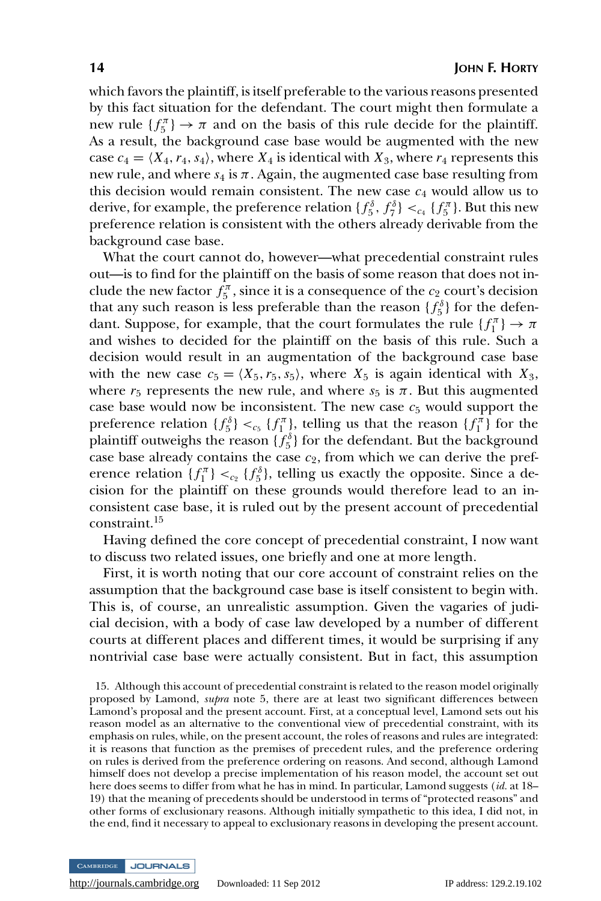which favors the plaintiff, is itself preferable to the various reasons presented by this fact situation for the defendant. The court might then formulate a new rule $\{f_5^\pi\} \rightarrow \pi$ and on the basis of this rule decide for the plaintiff. As a result, the background case base would be augmented with the new case $c_4 = \langle X_4, r_4, s_4 \rangle$, where $X_4$ is identical with $X_3$, where $r_4$ represents this new rule, and where $s_4$ is $\pi$. Again, the augmented case base resulting from this decision would remain consistent. The new case $c_4$ would allow us to derive, for example, the preference relation $\{f_5^\delta, f_7^\delta\} <_{c_4} \{f_5^\pi\}$. But this new preference relation is consistent with the others already derivable from the background case base.

What the court cannot do, however—what precedential constraint rules out—is to find for the plaintiff on the basis of some reason that does not include the new factor $f_5^\pi$, since it is a consequence of the $c_2$ court's decision that any such reason is less preferable than the reason $\{f_5^\delta\}$ for the defendant. Suppose, for example, that the court formulates the rule $\{f_1^\pi\} \rightarrow \pi$ and wishes to decided for the plaintiff on the basis of this rule. Such a decision would result in an augmentation of the background case base with the new case $c_5 = \langle X_5, r_5, s_5 \rangle$, where $X_5$ is again identical with $X_3$, where $r_5$ represents the new rule, and where $s_5$ is $\pi$. But this augmented case base would now be inconsistent. The new case $c_5$ would support the preference relation $\{f_5^\delta\} <_{c_5} \{f_1^\pi\}$, telling us that the reason $\{f_1^\pi\}$ for the plaintiff outweighs the reason $\{f_5^\delta\}$ for the defendant. But the background case base already contains the case $c_2$, from which we can derive the preference relation $\{f_1^\pi\} <_{c_2} \{f_5^\delta\}$, telling us exactly the opposite. Since a decision for the plaintiff on these grounds would therefore lead to an inconsistent case base, it is ruled out by the present account of precedential constraint.[15]

Having defined the core concept of precedential constraint, I now want to discuss two related issues, one briefly and one at more length.

First, it is worth noting that our core account of constraint relies on the assumption that the background case base is itself consistent to begin with. This is, of course, an unrealistic assumption. Given the vagaries of judicial decision, with a body of case law developed by a number of different courts at different places and different times, it would be surprising if any nontrivial case base were actually consistent. But in fact, this assumption

15. Although this account of precedential constraint is related to the reason model originally proposed by Lamond, *supra* note 5, there are at least two significant differences between Lamond's proposal and the present account. First, at a conceptual level, Lamond sets out his reason model as an alternative to the conventional view of precedential constraint, with its emphasis on rules, while, on the present account, the roles of reasons and rules are integrated: it is reasons that function as the premises of precedent rules, and the preference ordering on rules is derived from the preference ordering on reasons. And second, although Lamond himself does not develop a precise implementation of his reason model, the account set out here does seems to differ from what he has in mind. In particular, Lamond suggests (*id.* at 18–19) that the meaning of precedents should be understood in terms of "protected reasons" and other forms of exclusionary reasons. Although initially sympathetic to this idea, I did not, in the end, find it necessary to appeal to exclusionary reasons in developing the present account.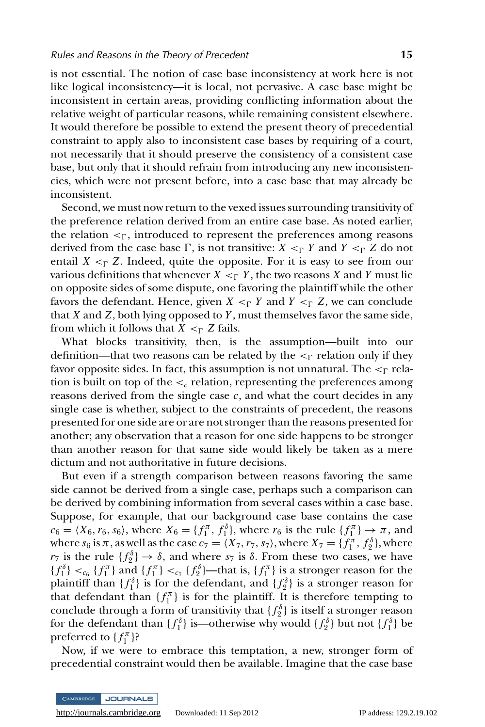is not essential. The notion of case base inconsistency at work here is not like logical inconsistency—it is local, not pervasive. A case base might be inconsistent in certain areas, providing conflicting information about the relative weight of particular reasons, while remaining consistent elsewhere. It would therefore be possible to extend the present theory of precedential constraint to apply also to inconsistent case bases by requiring of a court, not necessarily that it should preserve the consistency of a consistent case base, but only that it should refrain from introducing any new inconsistencies, which were not present before, into a case base that may already be inconsistent.

Second, we must now return to the vexed issues surrounding transitivity of the preference relation derived from an entire case base. As noted earlier, the relation $<_\Gamma$, introduced to represent the preferences among reasons derived from the case base $\Gamma$, is not transitive: $X <_\Gamma Y$ and $Y <_\Gamma Z$ do not entail $X <_\Gamma Z$. Indeed, quite the opposite. For it is easy to see from our various definitions that whenever $X <_\Gamma Y$, the two reasons $X$ and $Y$ must lie on opposite sides of some dispute, one favoring the plaintiff while the other favors the defendant. Hence, given $X <_\Gamma Y$ and $Y <_\Gamma Z$, we can conclude that $X$ and $Z$, both lying opposed to $Y$, must themselves favor the same side, from which it follows that $X <_\Gamma Z$ fails.

What blocks transitivity, then, is the assumption—built into our definition—that two reasons can be related by the $<_\Gamma$ relation only if they favor opposite sides. In fact, this assumption is not unnatural. The $<_\Gamma$ relation is built on top of the $<_c$ relation, representing the preferences among reasons derived from the single case $c$, and what the court decides in any single case is whether, subject to the constraints of precedent, the reasons presented for one side are or are not stronger than the reasons presented for another; any observation that a reason for one side happens to be stronger than another reason for that same side would likely be taken as a mere dictum and not authoritative in future decisions.

But even if a strength comparison between reasons favoring the same side cannot be derived from a single case, perhaps such a comparison can be derived by combining information from several cases within a case base. Suppose, for example, that our background case base contains the case $c_6 = \langle X_6, r_6, s_6 \rangle$, where $X_6 = \{f_1^\pi, f_1^\delta\}$, where $r_6$ is the rule $\{f_1^\pi\} \rightarrow \pi$, and where $s_6$ is $\pi$, as well as the case $c_7 = \langle X_7, r_7, s_7 \rangle$, where $X_7 = \{f_1^\pi, f_2^\delta\}$, where $r_7$ is the rule $\{f_2^\delta\} \rightarrow \delta$, and where $s_7$ is $\delta$. From these two cases, we have $\{f_1^\delta\} <_{c_6} \{f_1^\pi\}$ and $\{f_1^\pi\} <_{c_7} \{f_2^\delta\}$—that is, $\{f_1^\pi\}$ is a stronger reason for the plaintiff than $\{f_1^\delta\}$ is for the defendant, and $\{f_2^\delta\}$ is a stronger reason for that defendant than $\{f_1^\pi\}$ is for the plaintiff. It is therefore tempting to conclude through a form of transitivity that $\{f_2^\delta\}$ is itself a stronger reason for the defendant than $\{f_1^\delta\}$ is—otherwise why would $\{f_2^\delta\}$ but not $\{f_1^\delta\}$ be preferred to $\{f_1^\pi\}$?

Now, if we were to embrace this temptation, a new, stronger form of precedential constraint would then be available. Imagine that the case base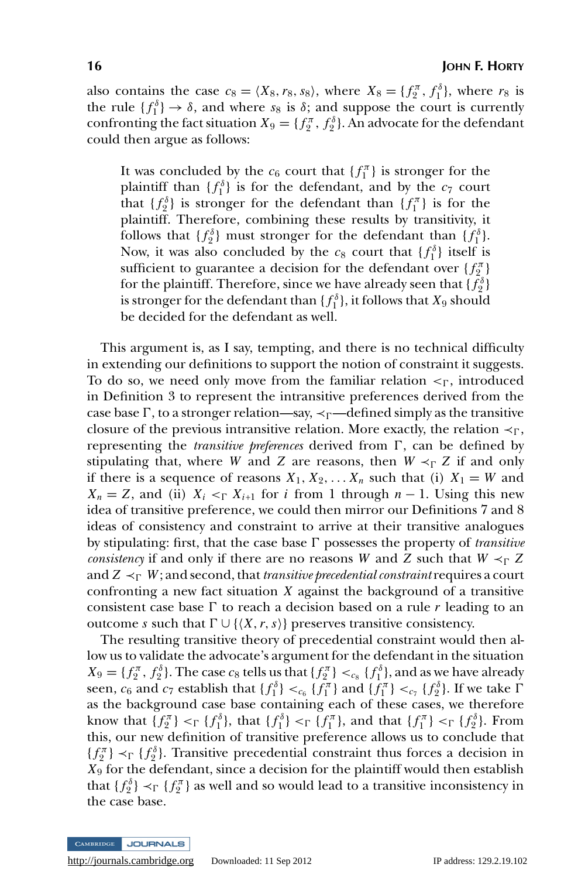also contains the case $c_8 = \langle X_8, r_8, s_8 \rangle$, where $X_8 = \{f_2^\pi, f_1^\delta\}$, where $r_8$ is the rule $\{f_1^\delta\} \rightarrow \delta$, and where $s_8$ is $\delta$; and suppose the court is currently confronting the fact situation $X_9 = \{f_2^\pi, f_2^\delta\}$. An advocate for the defendant could then argue as follows:

> It was concluded by the $c_6$ court that $\{f_1^\pi\}$ is stronger for the plaintiff than $\{f_1^\delta\}$ is for the defendant, and by the $c_7$ court that $\{f_2^\delta\}$ is stronger for the defendant than $\{f_1^\pi\}$ is for the plaintiff. Therefore, combining these results by transitivity, it follows that $\{f_2^\delta\}$ must stronger for the defendant than $\{f_1^\delta\}$. Now, it was also concluded by the $c_8$ court that $\{f_1^\delta\}$ itself is sufficient to guarantee a decision for the defendant over $\{f_2^\pi\}$ for the plaintiff. Therefore, since we have already seen that $\{f_2^\delta\}$ is stronger for the defendant than $\{f_1^\delta\}$, it follows that $X_9$ should be decided for the defendant as well.

This argument is, as I say, tempting, and there is no technical difficulty in extending our definitions to support the notion of constraint it suggests. To do so, we need only move from the familiar relation $<_\Gamma$, introduced in Definition 3 to represent the intransitive preferences derived from the case base $\Gamma$, to a stronger relation—say, $\prec_\Gamma$—defined simply as the transitive closure of the previous intransitive relation. More exactly, the relation $\prec_\Gamma$, representing the *transitive preferences* derived from $\Gamma$, can be defined by stipulating that, where $W$ and $Z$ are reasons, then $W \prec_\Gamma Z$ if and only if there is a sequence of reasons $X_1, X_2, \ldots X_n$ such that (i) $X_1 = W$ and $X_n = Z$, and (ii) $X_i <_\Gamma X_{i+1}$ for $i$ from 1 through $n - 1$. Using this new idea of transitive preference, we could then mirror our Definitions 7 and 8 ideas of consistency and constraint to arrive at their transitive analogues by stipulating: first, that the case base $\Gamma$ possesses the property of *transitive consistency* if and only if there are no reasons $W$ and $Z$ such that $W \prec_\Gamma Z$ and $Z \prec_\Gamma W$; and second, that *transitive precedential constraint* requires a court confronting a new fact situation $X$ against the background of a transitive consistent case base $\Gamma$ to reach a decision based on a rule $r$ leading to an outcome $s$ such that $\Gamma \cup \{\langle X, r, s \rangle\}$ preserves transitive consistency.

The resulting transitive theory of precedential constraint would then allow us to validate the advocate's argument for the defendant in the situation $X_9 = \{f_2^\pi, f_2^\delta\}$. The case $c_8$ tells us that $\{f_2^\pi\} <_{c_8} \{f_1^\delta\}$, and as we have already seen, $c_6$ and $c_7$ establish that $\{f_1^\delta\} <_{c_6} \{f_1^\pi\}$ and $\{f_1^\pi\} <_{c_7} \{f_2^\delta\}$. If we take $\Gamma$ as the background case base containing each of these cases, we therefore know that $\{f_2^\pi\} <_\Gamma \{f_1^\delta\}$, that $\{f_1^\delta\} <_\Gamma \{f_1^\pi\}$, and that $\{f_1^\pi\} <_\Gamma \{f_2^\delta\}$. From this, our new definition of transitive preference allows us to conclude that $\{f_2^\pi\} \prec_\Gamma \{f_2^\delta\}$. Transitive precedential constraint thus forces a decision in $X_9$ for the defendant, since a decision for the plaintiff would then establish that $\{f_2^\delta\} \prec_\Gamma \{f_2^\pi\}$ as well and so would lead to a transitive inconsistency in the case base.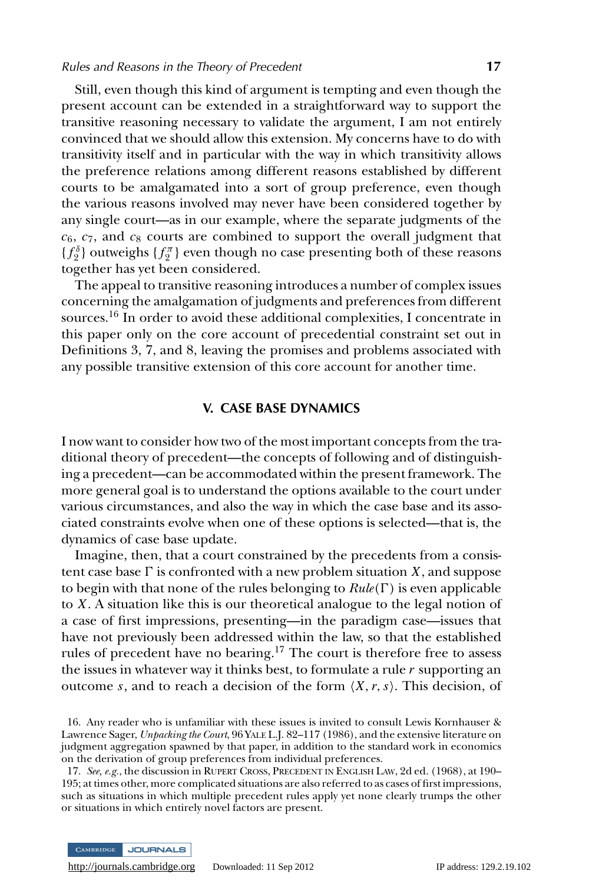Still, even though this kind of argument is tempting and even though the present account can be extended in a straightforward way to support the transitive reasoning necessary to validate the argument, I am not entirely convinced that we should allow this extension. My concerns have to do with transitivity itself and in particular with the way in which transitivity allows the preference relations among different reasons established by different courts to be amalgamated into a sort of group preference, even though the various reasons involved may never have been considered together by any single court—as in our example, where the separate judgments of the $c_6$, $c_7$, and $c_8$ courts are combined to support the overall judgment that $\{f_2^\delta\}$ outweighs $\{f_2^\pi\}$ even though no case presenting both of these reasons together has yet been considered.

The appeal to transitive reasoning introduces a number of complex issues concerning the amalgamation of judgments and preferences from different sources.[16] In order to avoid these additional complexities, I concentrate in this paper only on the core account of precedential constraint set out in Definitions 3, 7, and 8, leaving the promises and problems associated with any possible transitive extension of this core account for another time.

## V. CASE BASE DYNAMICS

I now want to consider how two of the most important concepts from the traditional theory of precedent—the concepts of following and of distinguishing a precedent—can be accommodated within the present framework. The more general goal is to understand the options available to the court under various circumstances, and also the way in which the case base and its associated constraints evolve when one of these options is selected—that is, the dynamics of case base update.

Imagine, then, that a court constrained by the precedents from a consistent case base $\Gamma$ is confronted with a new problem situation $X$, and suppose to begin with that none of the rules belonging to $Rule(\Gamma)$ is even applicable to $X$. A situation like this is our theoretical analogue to the legal notion of a case of first impressions, presenting—in the paradigm case—issues that have not previously been addressed within the law, so that the established rules of precedent have no bearing.[17] The court is therefore free to assess the issues in whatever way it thinks best, to formulate a rule $r$ supporting an outcome $s$, and to reach a decision of the form $\langle X, r, s\rangle$. This decision, of

16. Any reader who is unfamiliar with these issues is invited to consult Lewis Kornhauser & Lawrence Sager, *Unpacking the Court*, 96 YALE L.J. 82–117 (1986), and the extensive literature on judgment aggregation spawned by that paper, in addition to the standard work in economics on the derivation of group preferences from individual preferences.

17. *See, e.g.*, the discussion in RUPERT CROSS, PRECEDENT IN ENGLISH LAW, 2d ed. (1968), at 190–195; at times other, more complicated situations are also referred to as cases of first impressions, such as situations in which multiple precedent rules apply yet none clearly trumps the other or situations in which entirely novel factors are present.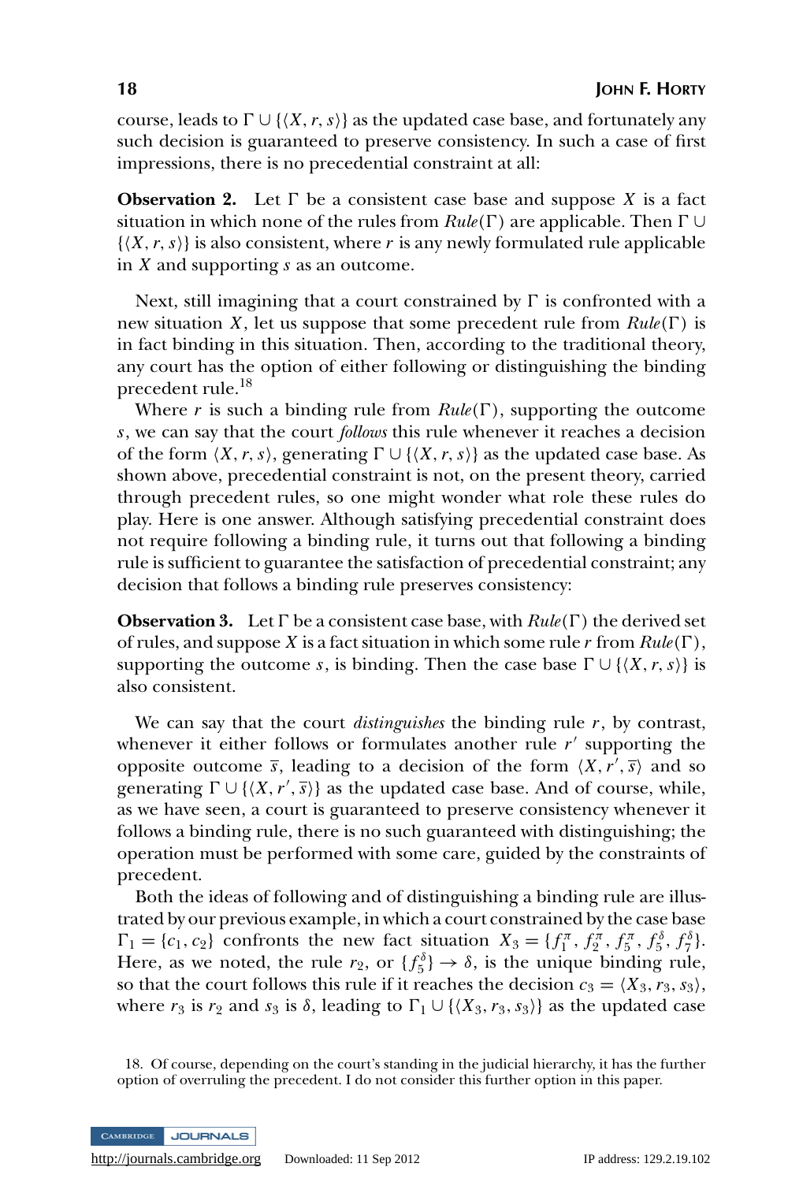course, leads to $\Gamma \cup \{\langle X, r, s\rangle\}$ as the updated case base, and fortunately any such decision is guaranteed to preserve consistency. In such a case of first impressions, there is no precedential constraint at all:

**Observation 2.** Let $\Gamma$ be a consistent case base and suppose $X$ is a fact situation in which none of the rules from $Rule(\Gamma)$ are applicable. Then $\Gamma \cup \{\langle X, r, s\rangle\}$ is also consistent, where $r$ is any newly formulated rule applicable in $X$ and supporting $s$ as an outcome.

Next, still imagining that a court constrained by $\Gamma$ is confronted with a new situation $X$, let us suppose that some precedent rule from $Rule(\Gamma)$ is in fact binding in this situation. Then, according to the traditional theory, any court has the option of either following or distinguishing the binding precedent rule.[18]

Where $r$ is such a binding rule from $Rule(\Gamma)$, supporting the outcome $s$, we can say that the court *follows* this rule whenever it reaches a decision of the form $\langle X, r, s\rangle$, generating $\Gamma \cup \{\langle X, r, s\rangle\}$ as the updated case base. As shown above, precedential constraint is not, on the present theory, carried through precedent rules, so one might wonder what role these rules do play. Here is one answer. Although satisfying precedential constraint does not require following a binding rule, it turns out that following a binding rule is sufficient to guarantee the satisfaction of precedential constraint; any decision that follows a binding rule preserves consistency:

**Observation 3.** Let $\Gamma$ be a consistent case base, with $Rule(\Gamma)$ the derived set of rules, and suppose $X$ is a fact situation in which some rule $r$ from $Rule(\Gamma)$, supporting the outcome $s$, is binding. Then the case base $\Gamma \cup \{\langle X, r, s\rangle\}$ is also consistent.

We can say that the court *distinguishes* the binding rule $r$, by contrast, whenever it either follows or formulates another rule $r'$ supporting the opposite outcome $\overline{s}$, leading to a decision of the form $\langle X, r', \overline{s}\rangle$ and so generating $\Gamma \cup \{\langle X, r', \overline{s}\rangle\}$ as the updated case base. And of course, while, as we have seen, a court is guaranteed to preserve consistency whenever it follows a binding rule, there is no such guaranteed with distinguishing; the operation must be performed with some care, guided by the constraints of precedent.

Both the ideas of following and of distinguishing a binding rule are illustrated by our previous example, in which a court constrained by the case base $\Gamma_1 = \{c_1, c_2\}$ confronts the new fact situation $X_3 = \{f_1^\pi, f_2^\pi, f_5^\pi, f_5^\delta, f_7^\delta\}$. Here, as we noted, the rule $r_2$, or $\{f_5^\delta\} \rightarrow \delta$, is the unique binding rule, so that the court follows this rule if it reaches the decision $c_3 = \langle X_3, r_3, s_3\rangle$, where $r_3$ is $r_2$ and $s_3$ is $\delta$, leading to $\Gamma_1 \cup \{\langle X_3, r_3, s_3\rangle\}$ as the updated case

18. Of course, depending on the court's standing in the judicial hierarchy, it has the further option of overruling the precedent. I do not consider this further option in this paper.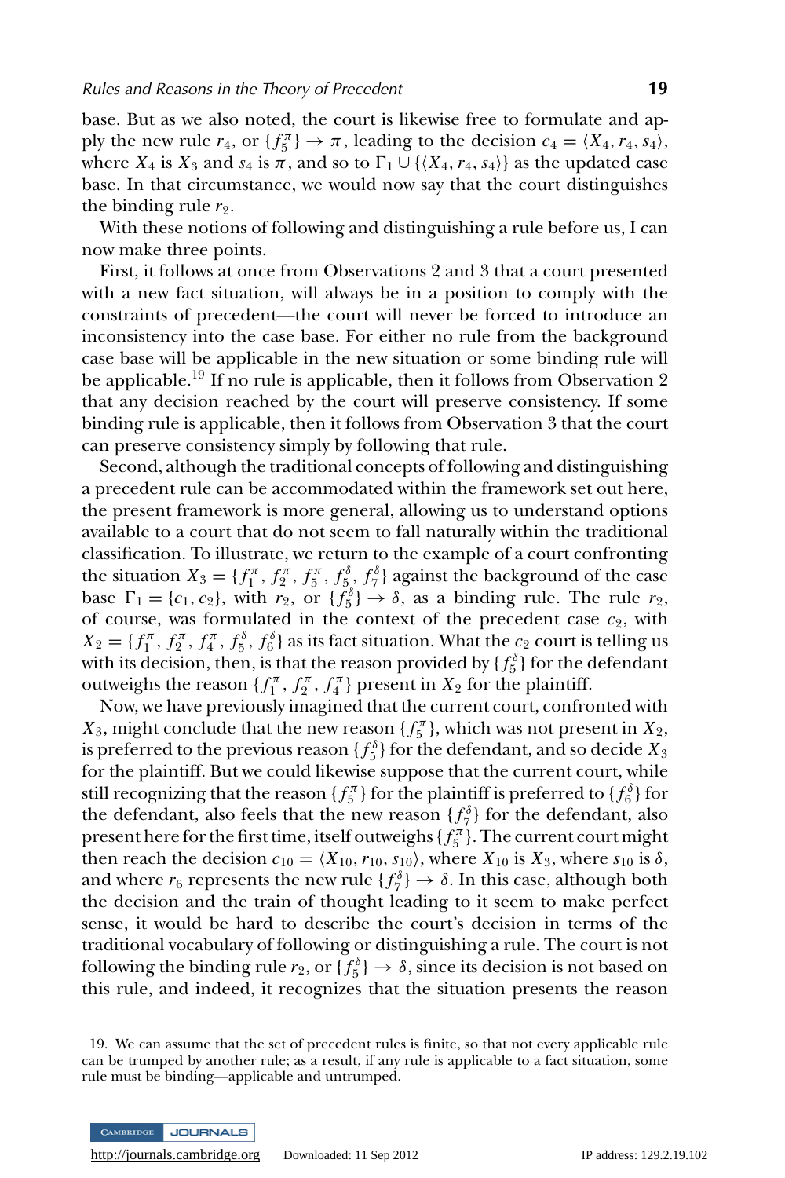base. But as we also noted, the court is likewise free to formulate and apply the new rule $r_4$, or $\{f_5^\pi\} \rightarrow \pi$, leading to the decision $c_4 = \langle X_4, r_4, s_4 \rangle$, where $X_4$ is $X_3$ and $s_4$ is $\pi$, and so to $\Gamma_1 \cup \{\langle X_4, r_4, s_4 \rangle\}$ as the updated case base. In that circumstance, we would now say that the court distinguishes the binding rule $r_2$.

With these notions of following and distinguishing a rule before us, I can now make three points.

First, it follows at once from Observations 2 and 3 that a court presented with a new fact situation, will always be in a position to comply with the constraints of precedent—the court will never be forced to introduce an inconsistency into the case base. For either no rule from the background case base will be applicable in the new situation or some binding rule will be applicable.[19] If no rule is applicable, then it follows from Observation 2 that any decision reached by the court will preserve consistency. If some binding rule is applicable, then it follows from Observation 3 that the court can preserve consistency simply by following that rule.

Second, although the traditional concepts of following and distinguishing a precedent rule can be accommodated within the framework set out here, the present framework is more general, allowing us to understand options available to a court that do not seem to fall naturally within the traditional classification. To illustrate, we return to the example of a court confronting the situation $X_3 = \{f_1^\pi, f_2^\pi, f_5^\pi, f_5^\delta, f_7^\delta\}$ against the background of the case base $\Gamma_1 = \{c_1, c_2\}$, with $r_2$, or $\{f_5^\delta\} \rightarrow \delta$, as a binding rule. The rule $r_2$, of course, was formulated in the context of the precedent case $c_2$, with $X_2 = \{f_1^\pi, f_2^\pi, f_4^\pi, f_5^\delta, f_6^\delta\}$ as its fact situation. What the $c_2$ court is telling us with its decision, then, is that the reason provided by $\{f_5^\delta\}$ for the defendant outweighs the reason $\{f_1^\pi, f_2^\pi, f_4^\pi\}$ present in $X_2$ for the plaintiff.

Now, we have previously imagined that the current court, confronted with $X_3$, might conclude that the new reason $\{f_5^\pi\}$, which was not present in $X_2$, is preferred to the previous reason $\{f_5^\delta\}$ for the defendant, and so decide $X_3$ for the plaintiff. But we could likewise suppose that the current court, while still recognizing that the reason $\{f_5^\pi\}$ for the plaintiff is preferred to $\{f_6^\delta\}$ for the defendant, also feels that the new reason $\{f_7^\delta\}$ for the defendant, also present here for the first time, itself outweighs $\{f_5^\pi\}$. The current court might then reach the decision $c_{10} = \langle X_{10}, r_{10}, s_{10} \rangle$, where $X_{10}$ is $X_3$, where $s_{10}$ is $\delta$, and where $r_6$ represents the new rule $\{f_7^\delta\} \rightarrow \delta$. In this case, although both the decision and the train of thought leading to it seem to make perfect sense, it would be hard to describe the court's decision in terms of the traditional vocabulary of following or distinguishing a rule. The court is not following the binding rule $r_2$, or $\{f_5^\delta\} \rightarrow \delta$, since its decision is not based on this rule, and indeed, it recognizes that the situation presents the reason

19. We can assume that the set of precedent rules is finite, so that not every applicable rule can be trumped by another rule; as a result, if any rule is applicable to a fact situation, some rule must be binding—applicable and untrumped.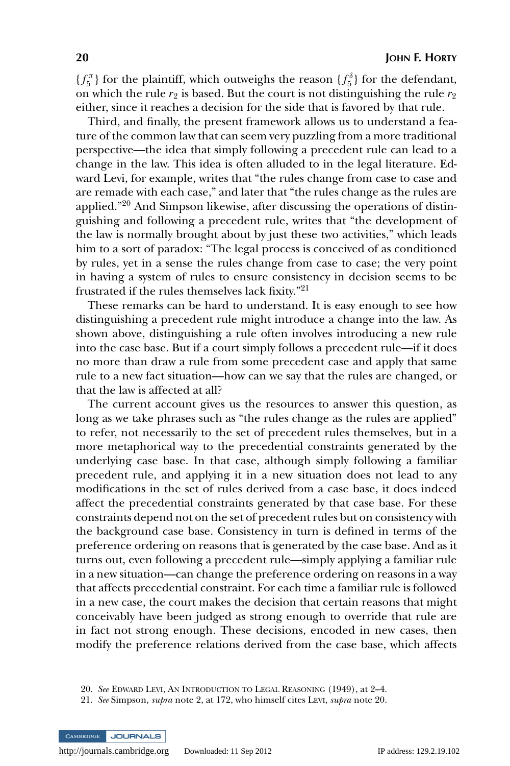$\{f_5^{\pi}\}$ for the plaintiff, which outweighs the reason $\{f_5^{\delta}\}$ for the defendant, on which the rule $r_2$ is based. But the court is not distinguishing the rule $r_2$ either, since it reaches a decision for the side that is favored by that rule.

Third, and finally, the present framework allows us to understand a feature of the common law that can seem very puzzling from a more traditional perspective—the idea that simply following a precedent rule can lead to a change in the law. This idea is often alluded to in the legal literature. Edward Levi, for example, writes that "the rules change from case to case and are remade with each case," and later that "the rules change as the rules are applied."[20] And Simpson likewise, after discussing the operations of distinguishing and following a precedent rule, writes that "the development of the law is normally brought about by just these two activities," which leads him to a sort of paradox: "The legal process is conceived of as conditioned by rules, yet in a sense the rules change from case to case; the very point in having a system of rules to ensure consistency in decision seems to be frustrated if the rules themselves lack fixity."[21]

These remarks can be hard to understand. It is easy enough to see how distinguishing a precedent rule might introduce a change into the law. As shown above, distinguishing a rule often involves introducing a new rule into the case base. But if a court simply follows a precedent rule—if it does no more than draw a rule from some precedent case and apply that same rule to a new fact situation—how can we say that the rules are changed, or that the law is affected at all?

The current account gives us the resources to answer this question, as long as we take phrases such as "the rules change as the rules are applied" to refer, not necessarily to the set of precedent rules themselves, but in a more metaphorical way to the precedential constraints generated by the underlying case base. In that case, although simply following a familiar precedent rule, and applying it in a new situation does not lead to any modifications in the set of rules derived from a case base, it does indeed affect the precedential constraints generated by that case base. For these constraints depend not on the set of precedent rules but on consistency with the background case base. Consistency in turn is defined in terms of the preference ordering on reasons that is generated by the case base. And as it turns out, even following a precedent rule—simply applying a familiar rule in a new situation—can change the preference ordering on reasons in a way that affects precedential constraint. For each time a familiar rule is followed in a new case, the court makes the decision that certain reasons that might conceivably have been judged as strong enough to override that rule are in fact not strong enough. These decisions, encoded in new cases, then modify the preference relations derived from the case base, which affects

20. *See* Edward Levi, An Introduction to Legal Reasoning (1949), at 2–4.

21. *See* Simpson, *supra* note 2, at 172, who himself cites Levi, *supra* note 20.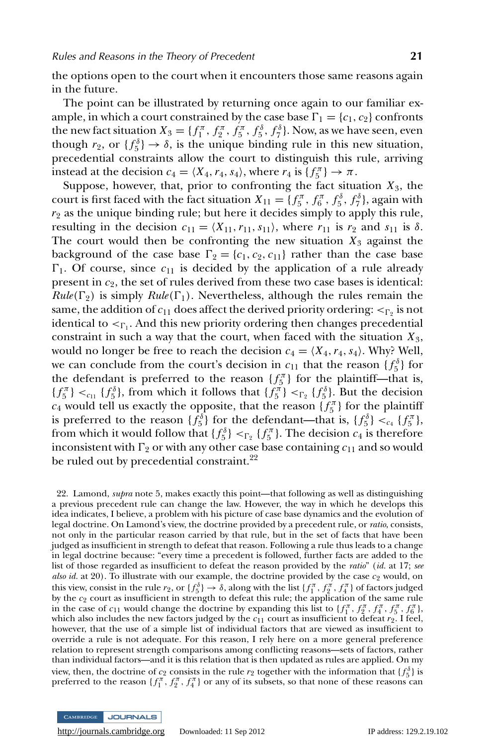the options open to the court when it encounters those same reasons again in the future.

The point can be illustrated by returning once again to our familiar example, in which a court constrained by the case base $\Gamma_1 = \{c_1, c_2\}$ confronts the new fact situation $X_3 = \{f_1^\pi, f_2^\pi, f_5^\pi, f_5^\delta, f_7^\delta\}$. Now, as we have seen, even though $r_2$, or $\{f_5^\delta\} \rightarrow \delta$, is the unique binding rule in this new situation, precedential constraints allow the court to distinguish this rule, arriving instead at the decision $c_4 = \langle X_4, r_4, s_4 \rangle$, where $r_4$ is $\{f_5^\pi\} \rightarrow \pi$.

Suppose, however, that, prior to confronting the fact situation $X_3$, the court is first faced with the fact situation $X_{11} = \{f_5^\pi, f_6^\pi, f_5^\delta, f_7^\delta\}$, again with $r_2$ as the unique binding rule; but here it decides simply to apply this rule, resulting in the decision $c_{11} = \langle X_{11}, r_{11}, s_{11} \rangle$, where $r_{11}$ is $r_2$ and $s_{11}$ is $\delta$. The court would then be confronting the new situation $X_3$ against the background of the case base $\Gamma_2 = \{c_1, c_2, c_{11}\}$ rather than the case base $\Gamma_1$. Of course, since $c_{11}$ is decided by the application of a rule already present in $c_2$, the set of rules derived from these two case bases is identical: $Rule(\Gamma_2)$ is simply $Rule(\Gamma_1)$. Nevertheless, although the rules remain the same, the addition of $c_{11}$ does affect the derived priority ordering: $<_{\Gamma_2}$ is not identical to $<_{\Gamma_1}$. And this new priority ordering then changes precedential constraint in such a way that the court, when faced with the situation $X_3$, would no longer be free to reach the decision $c_4 = \langle X_4, r_4, s_4 \rangle$. Why? Well, we can conclude from the court's decision in $c_{11}$ that the reason $\{f_5^\delta\}$ for the defendant is preferred to the reason $\{f_5^\pi\}$ for the plaintiff—that is, $\{f_5^\pi\} <_{c_{11}} \{f_5^\delta\}$, from which it follows that $\{f_5^\pi\} <_{\Gamma_2} \{f_5^\delta\}$. But the decision $c_4$ would tell us exactly the opposite, that the reason $\{f_5^\pi\}$ for the plaintiff is preferred to the reason $\{f_5^\delta\}$ for the defendant—that is, $\{f_5^\delta\} <_{c_4} \{f_5^\pi\}$, from which it would follow that $\{f_5^\delta\} <_{\Gamma_2} \{f_5^\pi\}$. The decision $c_4$ is therefore inconsistent with $\Gamma_2$ or with any other case base containing $c_{11}$ and so would be ruled out by precedential constraint.[22]

22. Lamond, *supra* note 5, makes exactly this point—that following as well as distinguishing a previous precedent rule can change the law. However, the way in which he develops this idea indicates, I believe, a problem with his picture of case base dynamics and the evolution of legal doctrine. On Lamond's view, the doctrine provided by a precedent rule, or *ratio*, consists, not only in the particular reason carried by that rule, but in the set of facts that have been judged as insufficient in strength to defeat that reason. Following a rule thus leads to a change in legal doctrine because: "every time a precedent is followed, further facts are added to the list of those regarded as insufficient to defeat the reason provided by the *ratio*" (*id.* at 17; *see also id.* at 20). To illustrate with our example, the doctrine provided by the case $c_2$ would, on this view, consist in the rule $r_2$, or $\{f_5^\delta\} \rightarrow \delta$, along with the list $\{f_1^\pi, f_2^\pi, f_4^\pi\}$ of factors judged by the $c_2$ court as insufficient in strength to defeat this rule; the application of the same rule in the case of $c_{11}$ would change the doctrine by expanding this list to $\{f_1^\pi, f_2^\pi, f_4^\pi, f_5^\pi, f_6^\pi\}$, which also includes the new factors judged by the $c_{11}$ court as insufficient to defeat $r_2$. I feel, however, that the use of a simple list of individual factors that are viewed as insufficient to override a rule is not adequate. For this reason, I rely here on a more general preference relation to represent strength comparisons among conflicting reasons—sets of factors, rather than individual factors—and it is this relation that is then updated as rules are applied. On my view, then, the doctrine of $c_2$ consists in the rule $r_2$ together with the information that $\{f_5^\delta\}$ is preferred to the reason $\{f_1^\pi, f_2^\pi, f_4^\pi\}$ or any of its subsets, so that none of these reasons can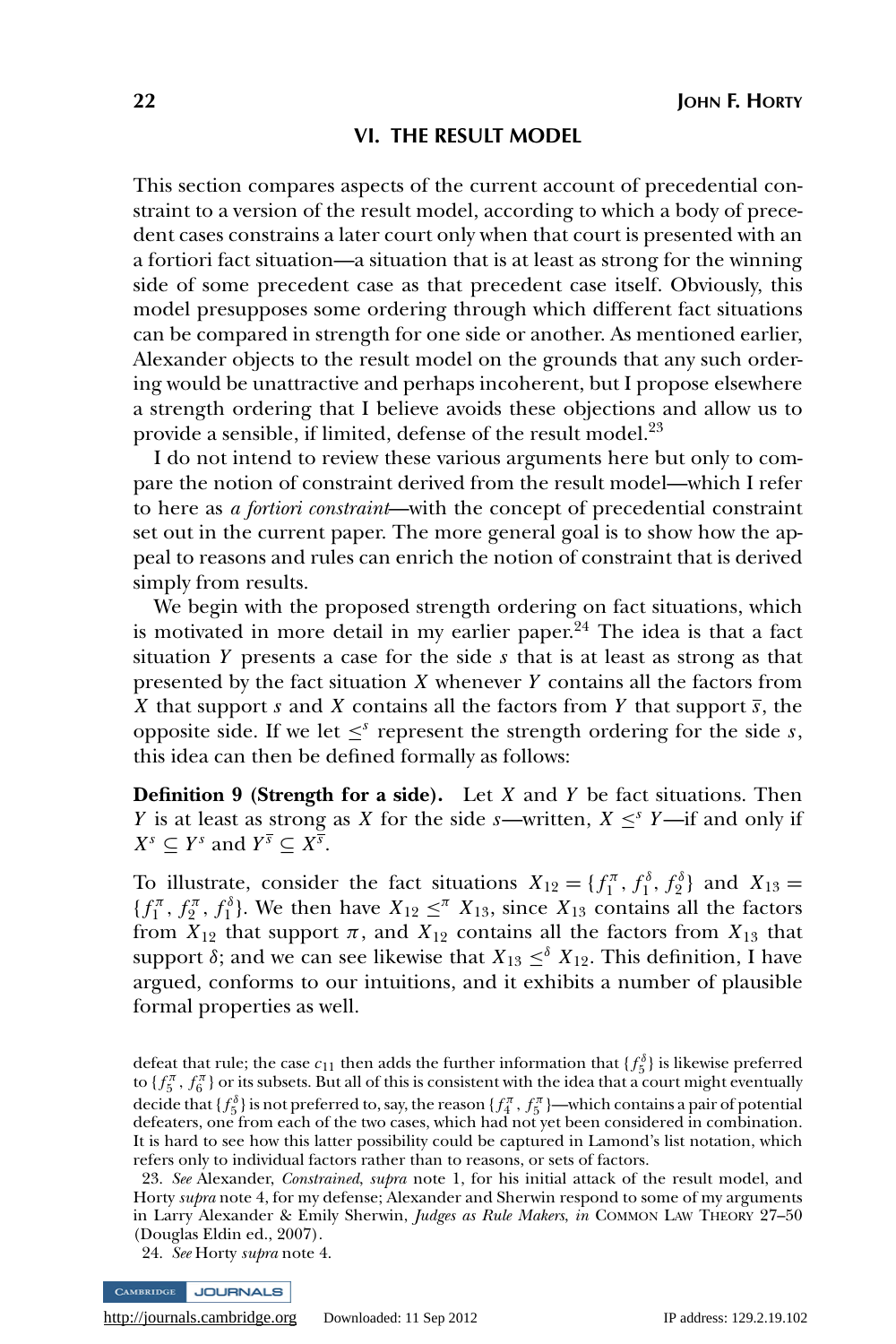## VI. THE RESULT MODEL

This section compares aspects of the current account of precedential constraint to a version of the result model, according to which a body of precedent cases constrains a later court only when that court is presented with an a fortiori fact situation—a situation that is at least as strong for the winning side of some precedent case as that precedent case itself. Obviously, this model presupposes some ordering through which different fact situations can be compared in strength for one side or another. As mentioned earlier, Alexander objects to the result model on the grounds that any such ordering would be unattractive and perhaps incoherent, but I propose elsewhere a strength ordering that I believe avoids these objections and allow us to provide a sensible, if limited, defense of the result model.[23]

I do not intend to review these various arguments here but only to compare the notion of constraint derived from the result model—which I refer to here as *a fortiori constraint*—with the concept of precedential constraint set out in the current paper. The more general goal is to show how the appeal to reasons and rules can enrich the notion of constraint that is derived simply from results.

We begin with the proposed strength ordering on fact situations, which is motivated in more detail in my earlier paper.[24] The idea is that a fact situation $Y$ presents a case for the side $s$ that is at least as strong as that presented by the fact situation $X$ whenever $Y$ contains all the factors from $X$ that support $s$ and $X$ contains all the factors from $Y$ that support $\overline{s}$, the opposite side. If we let $\leq^s$ represent the strength ordering for the side $s$, this idea can then be defined formally as follows:

**Definition 9 (Strength for a side).** Let $X$ and $Y$ be fact situations. Then $Y$ is at least as strong as $X$ for the side $s$—written, $X \leq^s Y$—if and only if $X^s \subseteq Y^s$ and $Y^{\overline{s}} \subseteq X^{\overline{s}}$.

To illustrate, consider the fact situations $X_{12} = \{f_1^\pi, f_1^\delta, f_2^\delta\}$ and $X_{13} = \{f_1^\pi, f_2^\pi, f_1^\delta\}$. We then have $X_{12} \leq^\pi X_{13}$, since $X_{13}$ contains all the factors from $X_{12}$ that support $\pi$, and $X_{12}$ contains all the factors from $X_{13}$ that support $\delta$; and we can see likewise that $X_{13} \leq^\delta X_{12}$. This definition, I have argued, conforms to our intuitions, and it exhibits a number of plausible formal properties as well.

defeat that rule; the case $c_{11}$ then adds the further information that $\{f_5^\delta\}$ is likewise preferred to $\{f_5^\pi, f_6^\pi\}$ or its subsets. But all of this is consistent with the idea that a court might eventually decide that $\{f_5^\delta\}$ is not preferred to, say, the reason $\{f_4^\pi, f_5^\pi\}$—which contains a pair of potential defeaters, one from each of the two cases, which had not yet been considered in combination. It is hard to see how this latter possibility could be captured in Lamond's list notation, which refers only to individual factors rather than to reasons, or sets of factors.

23. *See* Alexander, *Constrained*, *supra* note 1, for his initial attack of the result model, and Horty *supra* note 4, for my defense; Alexander and Sherwin respond to some of my arguments in Larry Alexander & Emily Sherwin, *Judges as Rule Makers*, *in* COMMON LAW THEORY 27–50 (Douglas Eldin ed., 2007).

24. *See* Horty *supra* note 4.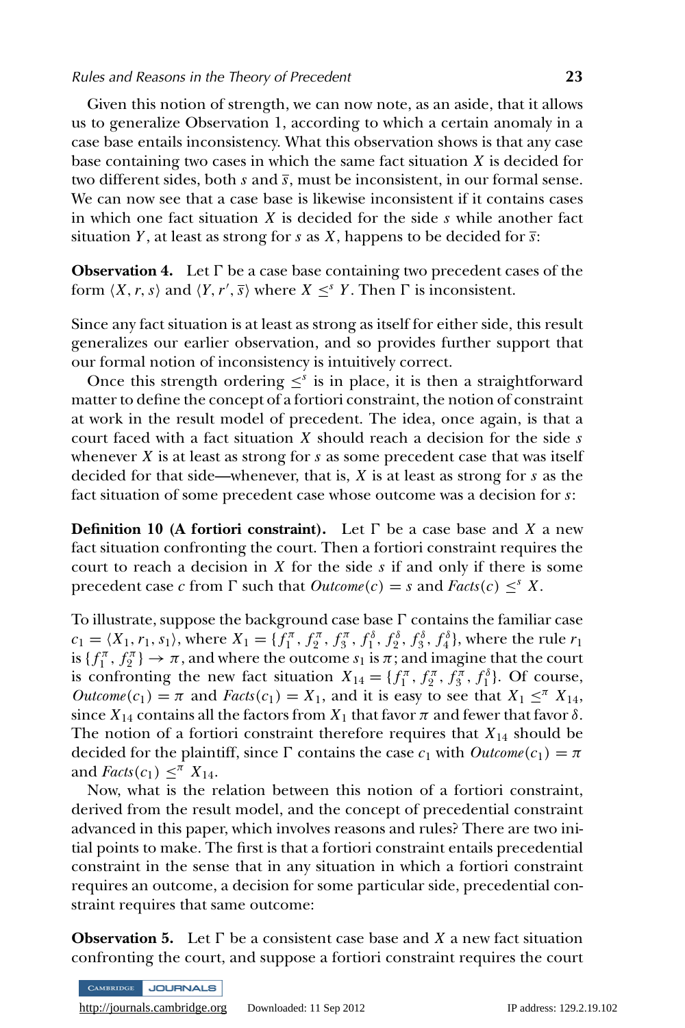Given this notion of strength, we can now note, as an aside, that it allows us to generalize Observation 1, according to which a certain anomaly in a case base entails inconsistency. What this observation shows is that any case base containing two cases in which the same fact situation $X$ is decided for two different sides, both $s$ and $\bar{s}$, must be inconsistent, in our formal sense. We can now see that a case base is likewise inconsistent if it contains cases in which one fact situation $X$ is decided for the side $s$ while another fact situation $Y$, at least as strong for $s$ as $X$, happens to be decided for $\bar{s}$:

**Observation 4.** Let $\Gamma$ be a case base containing two precedent cases of the form $\langle X, r, s\rangle$ and $\langle Y, r', \bar{s}\rangle$ where $X \leq^{s} Y$. Then $\Gamma$ is inconsistent.

Since any fact situation is at least as strong as itself for either side, this result generalizes our earlier observation, and so provides further support that our formal notion of inconsistency is intuitively correct.

Once this strength ordering $\leq^{s}$ is in place, it is then a straightforward matter to define the concept of a fortiori constraint, the notion of constraint at work in the result model of precedent. The idea, once again, is that a court faced with a fact situation $X$ should reach a decision for the side $s$ whenever $X$ is at least as strong for $s$ as some precedent case that was itself decided for that side—whenever, that is, $X$ is at least as strong for $s$ as the fact situation of some precedent case whose outcome was a decision for $s$:

**Definition 10 (A fortiori constraint).** Let $\Gamma$ be a case base and $X$ a new fact situation confronting the court. Then a fortiori constraint requires the court to reach a decision in $X$ for the side $s$ if and only if there is some precedent case $c$ from $\Gamma$ such that $\mathit{Outcome}(c) = s$ and $\mathit{Facts}(c) \leq^{s} X$.

To illustrate, suppose the background case base $\Gamma$ contains the familiar case $c_1 = \langle X_1, r_1, s_1\rangle$, where $X_1 = \{f_1^{\pi}, f_2^{\pi}, f_3^{\pi}, f_1^{\delta}, f_2^{\delta}, f_3^{\delta}, f_4^{\delta}\}$, where the rule $r_1$ is $\{f_1^{\pi}, f_2^{\pi}\} \rightarrow \pi$, and where the outcome $s_1$ is $\pi$; and imagine that the court is confronting the new fact situation $X_{14} = \{f_1^{\pi}, f_2^{\pi}, f_3^{\pi}, f_1^{\delta}\}$. Of course, $\mathit{Outcome}(c_1) = \pi$ and $\mathit{Facts}(c_1) = X_1$, and it is easy to see that $X_1 \leq^{\pi} X_{14}$, since $X_{14}$ contains all the factors from $X_1$ that favor $\pi$ and fewer that favor $\delta$. The notion of a fortiori constraint therefore requires that $X_{14}$ should be decided for the plaintiff, since $\Gamma$ contains the case $c_1$ with $\mathit{Outcome}(c_1) = \pi$ and $\mathit{Facts}(c_1) \leq^{\pi} X_{14}$.

Now, what is the relation between this notion of a fortiori constraint, derived from the result model, and the concept of precedential constraint advanced in this paper, which involves reasons and rules? There are two initial points to make. The first is that a fortiori constraint entails precedential constraint in the sense that in any situation in which a fortiori constraint requires an outcome, a decision for some particular side, precedential constraint requires that same outcome:

**Observation 5.** Let $\Gamma$ be a consistent case base and $X$ a new fact situation confronting the court, and suppose a fortiori constraint requires the court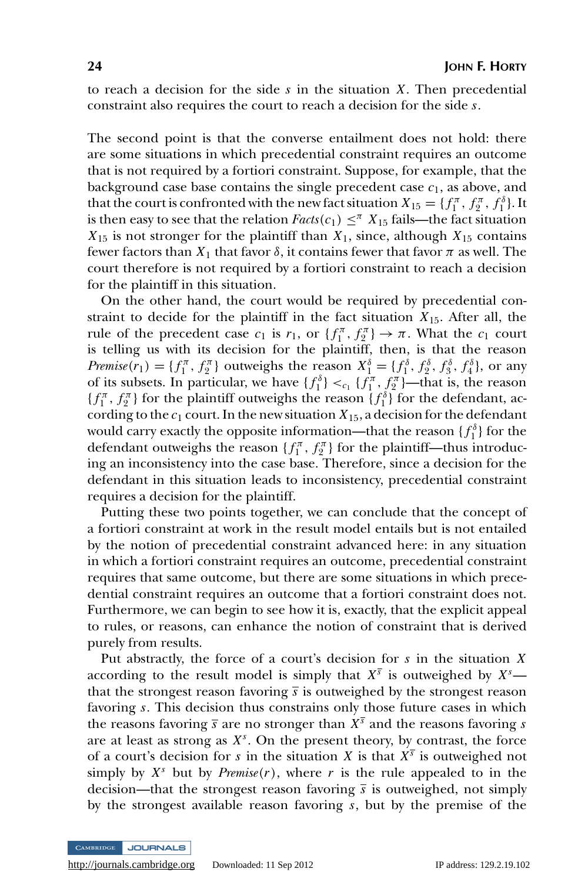to reach a decision for the side $s$ in the situation $X$. Then precedential constraint also requires the court to reach a decision for the side $s$.

The second point is that the converse entailment does not hold: there are some situations in which precedential constraint requires an outcome that is not required by a fortiori constraint. Suppose, for example, that the background case base contains the single precedent case $c_1$, as above, and that the court is confronted with the new fact situation $X_{15} = \{f_1^{\pi}, f_2^{\pi}, f_1^{\delta}\}$. It is then easy to see that the relation $Facts(c_1) \leq^{\pi} X_{15}$ fails—the fact situation $X_{15}$ is not stronger for the plaintiff than $X_1$, since, although $X_{15}$ contains fewer factors than $X_1$ that favor $\delta$, it contains fewer that favor $\pi$ as well. The court therefore is not required by a fortiori constraint to reach a decision for the plaintiff in this situation.

On the other hand, the court would be required by precedential constraint to decide for the plaintiff in the fact situation $X_{15}$. After all, the rule of the precedent case $c_1$ is $r_1$, or $\{f_1^{\pi}, f_2^{\pi}\} \rightarrow \pi$. What the $c_1$ court is telling us with its decision for the plaintiff, then, is that the reason $Premise(r_1) = \{f_1^{\pi}, f_2^{\pi}\}$ outweighs the reason $X_1^{\delta} = \{f_1^{\delta}, f_2^{\delta}, f_3^{\delta}, f_4^{\delta}\}$, or any of its subsets. In particular, we have $\{f_1^{\delta}\} <_{c_1} \{f_1^{\pi}, f_2^{\pi}\}$—that is, the reason $\{f_1^{\pi}, f_2^{\pi}\}$ for the plaintiff outweighs the reason $\{f_1^{\delta}\}$ for the defendant, according to the $c_1$ court. In the new situation $X_{15}$, a decision for the defendant would carry exactly the opposite information—that the reason $\{f_1^{\delta}\}$ for the defendant outweighs the reason $\{f_1^{\pi}, f_2^{\pi}\}$ for the plaintiff—thus introducing an inconsistency into the case base. Therefore, since a decision for the defendant in this situation leads to inconsistency, precedential constraint requires a decision for the plaintiff.

Putting these two points together, we can conclude that the concept of a fortiori constraint at work in the result model entails but is not entailed by the notion of precedential constraint advanced here: in any situation in which a fortiori constraint requires an outcome, precedential constraint requires that same outcome, but there are some situations in which precedential constraint requires an outcome that a fortiori constraint does not. Furthermore, we can begin to see how it is, exactly, that the explicit appeal to rules, or reasons, can enhance the notion of constraint that is derived purely from results.

Put abstractly, the force of a court's decision for $s$ in the situation $X$ according to the result model is simply that $X^{\overline{s}}$ is outweighed by $X^{s}$—that the strongest reason favoring $\overline{s}$ is outweighed by the strongest reason favoring $s$. This decision thus constrains only those future cases in which the reasons favoring $\overline{s}$ are no stronger than $X^{\overline{s}}$ and the reasons favoring $s$ are at least as strong as $X^{s}$. On the present theory, by contrast, the force of a court's decision for $s$ in the situation $X$ is that $X^{\overline{s}}$ is outweighed not simply by $X^{s}$ but by $Premise(r)$, where $r$ is the rule appealed to in the decision—that the strongest reason favoring $\overline{s}$ is outweighed, not simply by the strongest available reason favoring $s$, but by the premise of the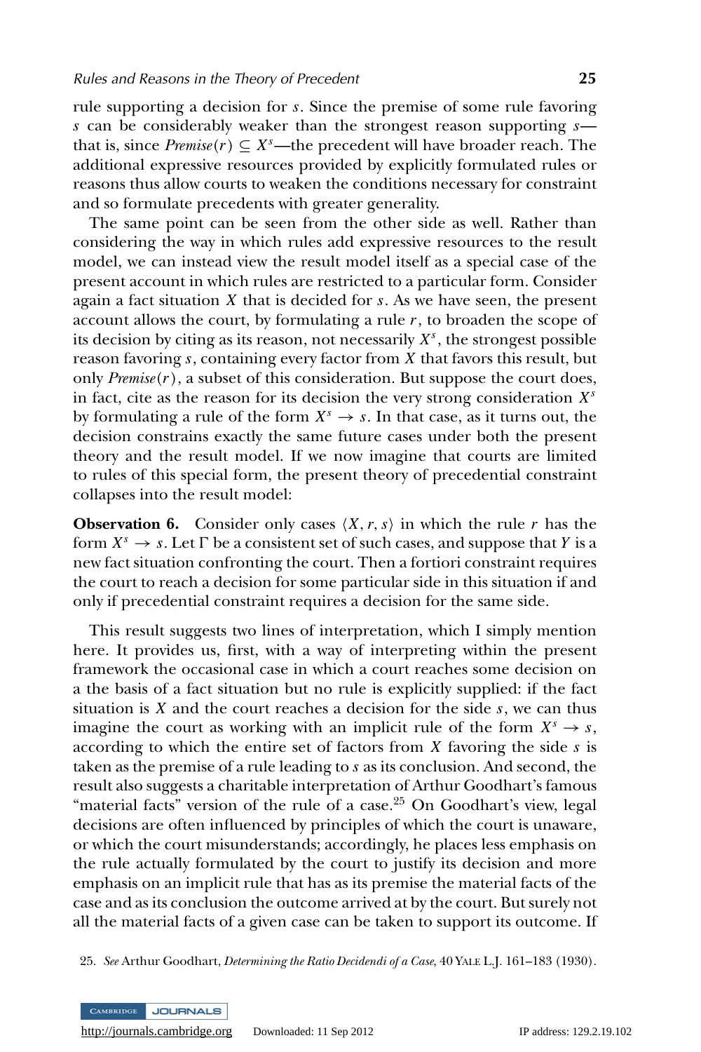rule supporting a decision for $s$. Since the premise of some rule favoring $s$ can be considerably weaker than the strongest reason supporting $s$—that is, since $Premise(r) \subseteq X^s$—the precedent will have broader reach. The additional expressive resources provided by explicitly formulated rules or reasons thus allow courts to weaken the conditions necessary for constraint and so formulate precedents with greater generality.

The same point can be seen from the other side as well. Rather than considering the way in which rules add expressive resources to the result model, we can instead view the result model itself as a special case of the present account in which rules are restricted to a particular form. Consider again a fact situation $X$ that is decided for $s$. As we have seen, the present account allows the court, by formulating a rule $r$, to broaden the scope of its decision by citing as its reason, not necessarily $X^s$, the strongest possible reason favoring $s$, containing every factor from $X$ that favors this result, but only $Premise(r)$, a subset of this consideration. But suppose the court does, in fact, cite as the reason for its decision the very strong consideration $X^s$ by formulating a rule of the form $X^s \rightarrow s$. In that case, as it turns out, the decision constrains exactly the same future cases under both the present theory and the result model. If we now imagine that courts are limited to rules of this special form, the present theory of precedential constraint collapses into the result model:

**Observation 6.** Consider only cases $\langle X, r, s \rangle$ in which the rule $r$ has the form $X^s \rightarrow s$. Let $\Gamma$ be a consistent set of such cases, and suppose that $Y$ is a new fact situation confronting the court. Then a fortiori constraint requires the court to reach a decision for some particular side in this situation if and only if precedential constraint requires a decision for the same side.

This result suggests two lines of interpretation, which I simply mention here. It provides us, first, with a way of interpreting within the present framework the occasional case in which a court reaches some decision on a the basis of a fact situation but no rule is explicitly supplied: if the fact situation is $X$ and the court reaches a decision for the side $s$, we can thus imagine the court as working with an implicit rule of the form $X^s \rightarrow s$, according to which the entire set of factors from $X$ favoring the side $s$ is taken as the premise of a rule leading to $s$ as its conclusion. And second, the result also suggests a charitable interpretation of Arthur Goodhart's famous "material facts" version of the rule of a case.[25] On Goodhart's view, legal decisions are often influenced by principles of which the court is unaware, or which the court misunderstands; accordingly, he places less emphasis on the rule actually formulated by the court to justify its decision and more emphasis on an implicit rule that has as its premise the material facts of the case and as its conclusion the outcome arrived at by the court. But surely not all the material facts of a given case can be taken to support its outcome. If

25. *See* Arthur Goodhart, *Determining the Ratio Decidendi of a Case*, 40 Yale L.J. 161–183 (1930).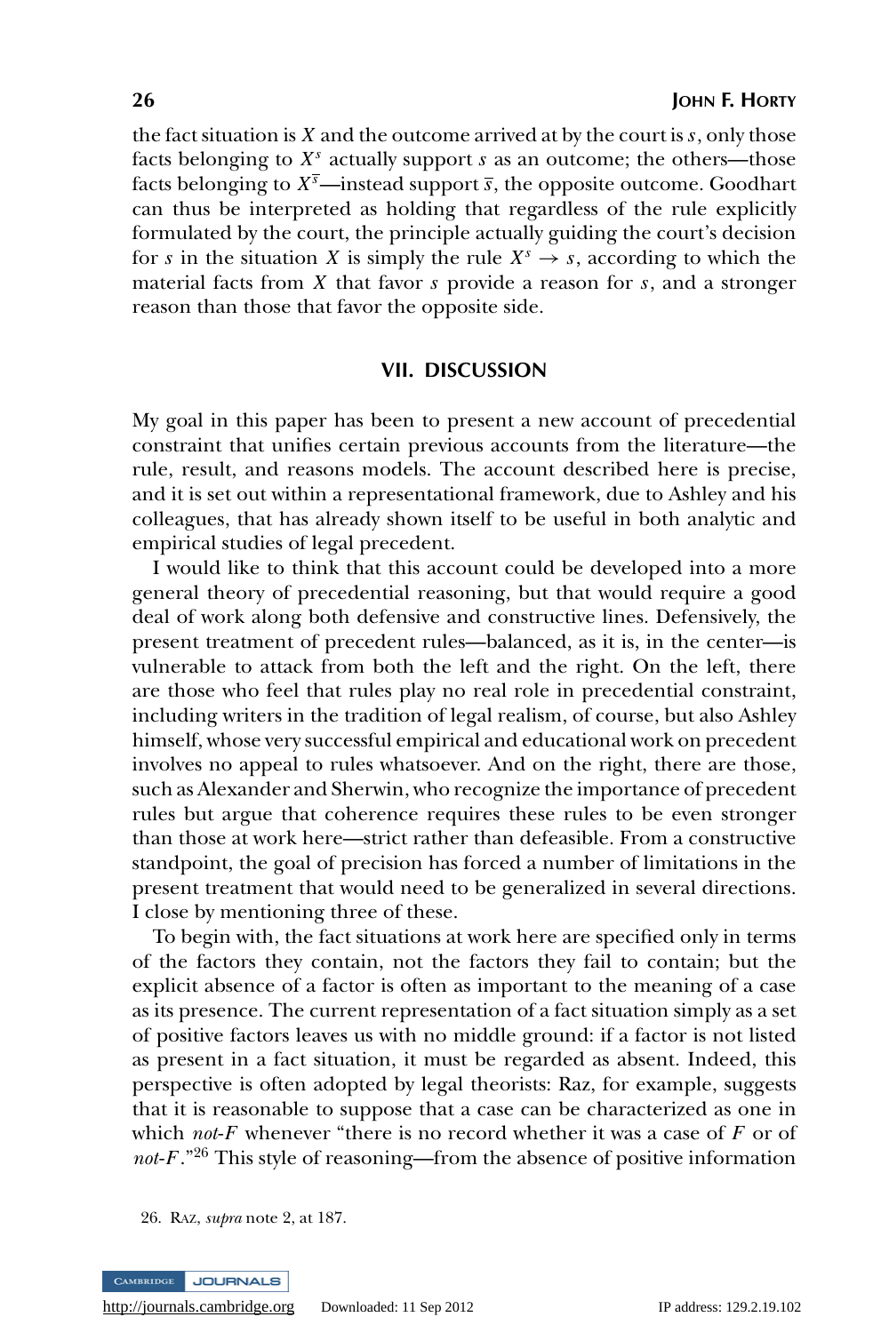the fact situation is $X$ and the outcome arrived at by the court is $s$, only those facts belonging to $X^s$ actually support $s$ as an outcome; the others—those facts belonging to $X^{\overline{s}}$—instead support $\overline{s}$, the opposite outcome. Goodhart can thus be interpreted as holding that regardless of the rule explicitly formulated by the court, the principle actually guiding the court's decision for $s$ in the situation $X$ is simply the rule $X^s \rightarrow s$, according to which the material facts from $X$ that favor $s$ provide a reason for $s$, and a stronger reason than those that favor the opposite side.

## VII. DISCUSSION

My goal in this paper has been to present a new account of precedential constraint that unifies certain previous accounts from the literature—the rule, result, and reasons models. The account described here is precise, and it is set out within a representational framework, due to Ashley and his colleagues, that has already shown itself to be useful in both analytic and empirical studies of legal precedent.

I would like to think that this account could be developed into a more general theory of precedential reasoning, but that would require a good deal of work along both defensive and constructive lines. Defensively, the present treatment of precedent rules—balanced, as it is, in the center—is vulnerable to attack from both the left and the right. On the left, there are those who feel that rules play no real role in precedential constraint, including writers in the tradition of legal realism, of course, but also Ashley himself, whose very successful empirical and educational work on precedent involves no appeal to rules whatsoever. And on the right, there are those, such as Alexander and Sherwin, who recognize the importance of precedent rules but argue that coherence requires these rules to be even stronger than those at work here—strict rather than defeasible. From a constructive standpoint, the goal of precision has forced a number of limitations in the present treatment that would need to be generalized in several directions. I close by mentioning three of these.

To begin with, the fact situations at work here are specified only in terms of the factors they contain, not the factors they fail to contain; but the explicit absence of a factor is often as important to the meaning of a case as its presence. The current representation of a fact situation simply as a set of positive factors leaves us with no middle ground: if a factor is not listed as present in a fact situation, it must be regarded as absent. Indeed, this perspective is often adopted by legal theorists: Raz, for example, suggests that it is reasonable to suppose that a case can be characterized as one in which *not-F* whenever "there is no record whether it was a case of *F* or of *not-F*."[26] This style of reasoning—from the absence of positive information

26. Raz, *supra* note 2, at 187.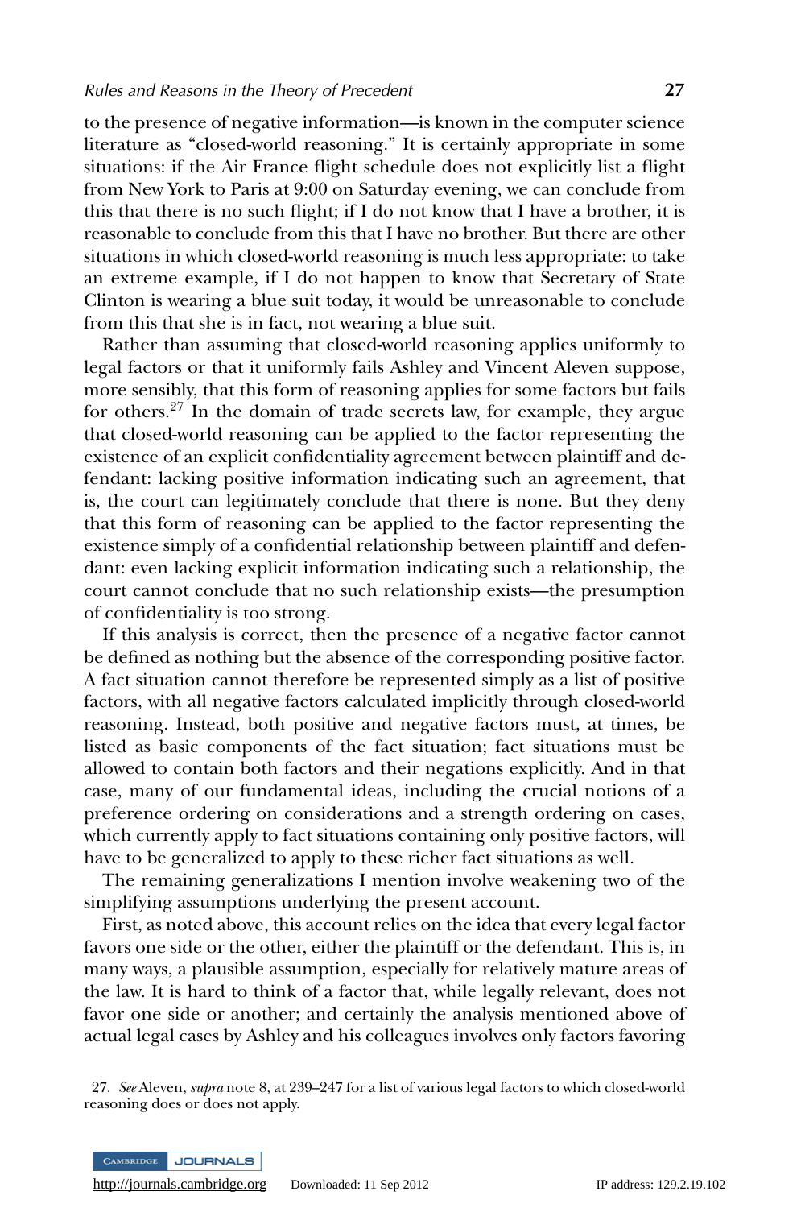to the presence of negative information—is known in the computer science literature as "closed-world reasoning." It is certainly appropriate in some situations: if the Air France flight schedule does not explicitly list a flight from New York to Paris at 9:00 on Saturday evening, we can conclude from this that there is no such flight; if I do not know that I have a brother, it is reasonable to conclude from this that I have no brother. But there are other situations in which closed-world reasoning is much less appropriate: to take an extreme example, if I do not happen to know that Secretary of State Clinton is wearing a blue suit today, it would be unreasonable to conclude from this that she is in fact, not wearing a blue suit.

Rather than assuming that closed-world reasoning applies uniformly to legal factors or that it uniformly fails Ashley and Vincent Aleven suppose, more sensibly, that this form of reasoning applies for some factors but fails for others.[27] In the domain of trade secrets law, for example, they argue that closed-world reasoning can be applied to the factor representing the existence of an explicit confidentiality agreement between plaintiff and defendant: lacking positive information indicating such an agreement, that is, the court can legitimately conclude that there is none. But they deny that this form of reasoning can be applied to the factor representing the existence simply of a confidential relationship between plaintiff and defendant: even lacking explicit information indicating such a relationship, the court cannot conclude that no such relationship exists—the presumption of confidentiality is too strong.

If this analysis is correct, then the presence of a negative factor cannot be defined as nothing but the absence of the corresponding positive factor. A fact situation cannot therefore be represented simply as a list of positive factors, with all negative factors calculated implicitly through closed-world reasoning. Instead, both positive and negative factors must, at times, be listed as basic components of the fact situation; fact situations must be allowed to contain both factors and their negations explicitly. And in that case, many of our fundamental ideas, including the crucial notions of a preference ordering on considerations and a strength ordering on cases, which currently apply to fact situations containing only positive factors, will have to be generalized to apply to these richer fact situations as well.

The remaining generalizations I mention involve weakening two of the simplifying assumptions underlying the present account.

First, as noted above, this account relies on the idea that every legal factor favors one side or the other, either the plaintiff or the defendant. This is, in many ways, a plausible assumption, especially for relatively mature areas of the law. It is hard to think of a factor that, while legally relevant, does not favor one side or another; and certainly the analysis mentioned above of actual legal cases by Ashley and his colleagues involves only factors favoring

27. *See* Aleven, *supra* note 8, at 239–247 for a list of various legal factors to which closed-world reasoning does or does not apply.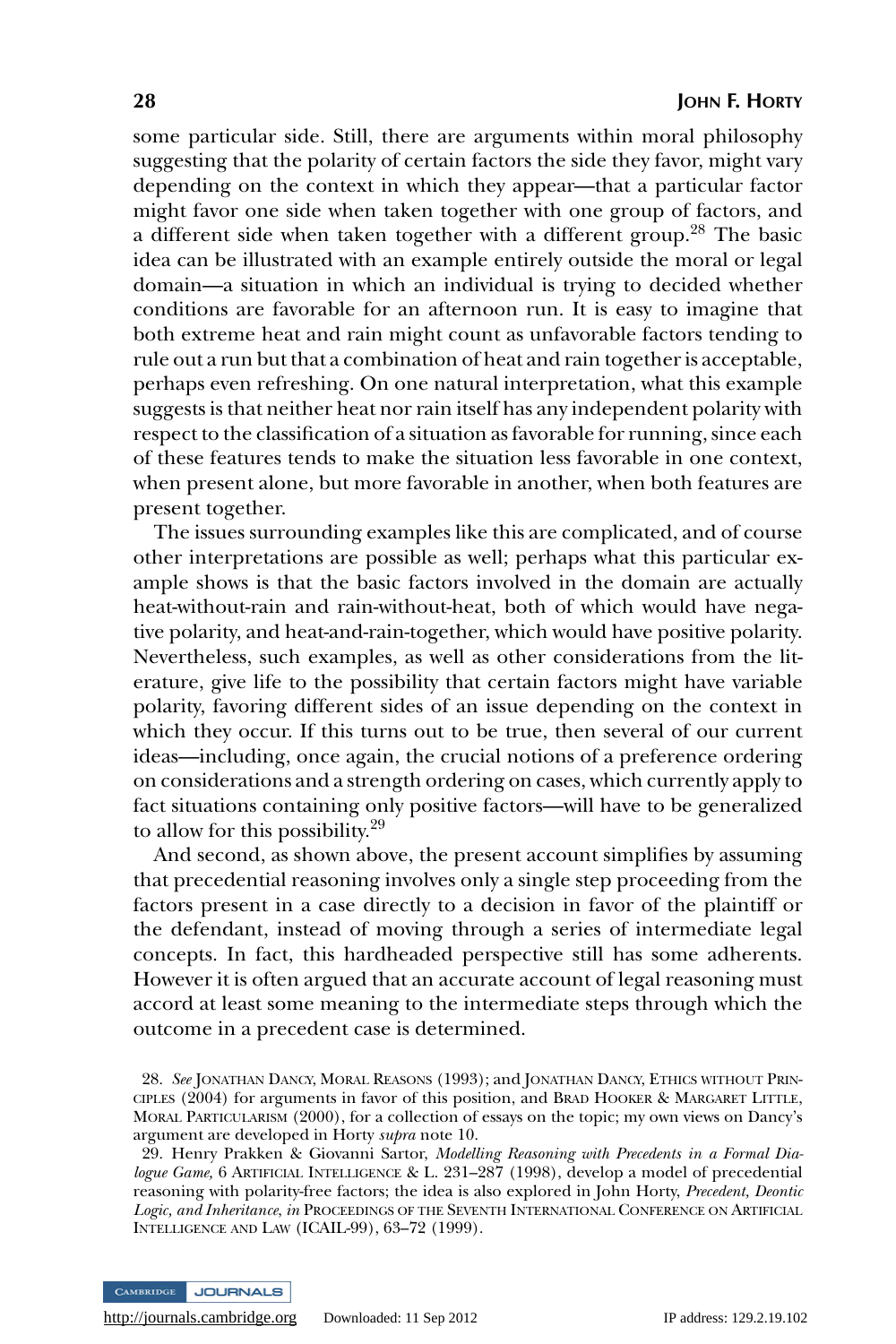some particular side. Still, there are arguments within moral philosophy suggesting that the polarity of certain factors the side they favor, might vary depending on the context in which they appear—that a particular factor might favor one side when taken together with one group of factors, and a different side when taken together with a different group.[28] The basic idea can be illustrated with an example entirely outside the moral or legal domain—a situation in which an individual is trying to decided whether conditions are favorable for an afternoon run. It is easy to imagine that both extreme heat and rain might count as unfavorable factors tending to rule out a run but that a combination of heat and rain together is acceptable, perhaps even refreshing. On one natural interpretation, what this example suggests is that neither heat nor rain itself has any independent polarity with respect to the classification of a situation as favorable for running, since each of these features tends to make the situation less favorable in one context, when present alone, but more favorable in another, when both features are present together.

The issues surrounding examples like this are complicated, and of course other interpretations are possible as well; perhaps what this particular example shows is that the basic factors involved in the domain are actually heat-without-rain and rain-without-heat, both of which would have negative polarity, and heat-and-rain-together, which would have positive polarity. Nevertheless, such examples, as well as other considerations from the literature, give life to the possibility that certain factors might have variable polarity, favoring different sides of an issue depending on the context in which they occur. If this turns out to be true, then several of our current ideas—including, once again, the crucial notions of a preference ordering on considerations and a strength ordering on cases, which currently apply to fact situations containing only positive factors—will have to be generalized to allow for this possibility.[29]

And second, as shown above, the present account simplifies by assuming that precedential reasoning involves only a single step proceeding from the factors present in a case directly to a decision in favor of the plaintiff or the defendant, instead of moving through a series of intermediate legal concepts. In fact, this hardheaded perspective still has some adherents. However it is often argued that an accurate account of legal reasoning must accord at least some meaning to the intermediate steps through which the outcome in a precedent case is determined.

28. *See* JONATHAN DANCY, MORAL REASONS (1993); and JONATHAN DANCY, ETHICS WITHOUT PRINCIPLES (2004) for arguments in favor of this position, and BRAD HOOKER & MARGARET LITTLE, MORAL PARTICULARISM (2000), for a collection of essays on the topic; my own views on Dancy's argument are developed in Horty *supra* note 10.

29. Henry Prakken & Giovanni Sartor, *Modelling Reasoning with Precedents in a Formal Dialogue Game,* 6 ARTIFICIAL INTELLIGENCE & L. 231–287 (1998), develop a model of precedential reasoning with polarity-free factors; the idea is also explored in John Horty, *Precedent, Deontic Logic, and Inheritance, in* PROCEEDINGS OF THE SEVENTH INTERNATIONAL CONFERENCE ON ARTIFICIAL INTELLIGENCE AND LAW (ICAIL-99), 63–72 (1999).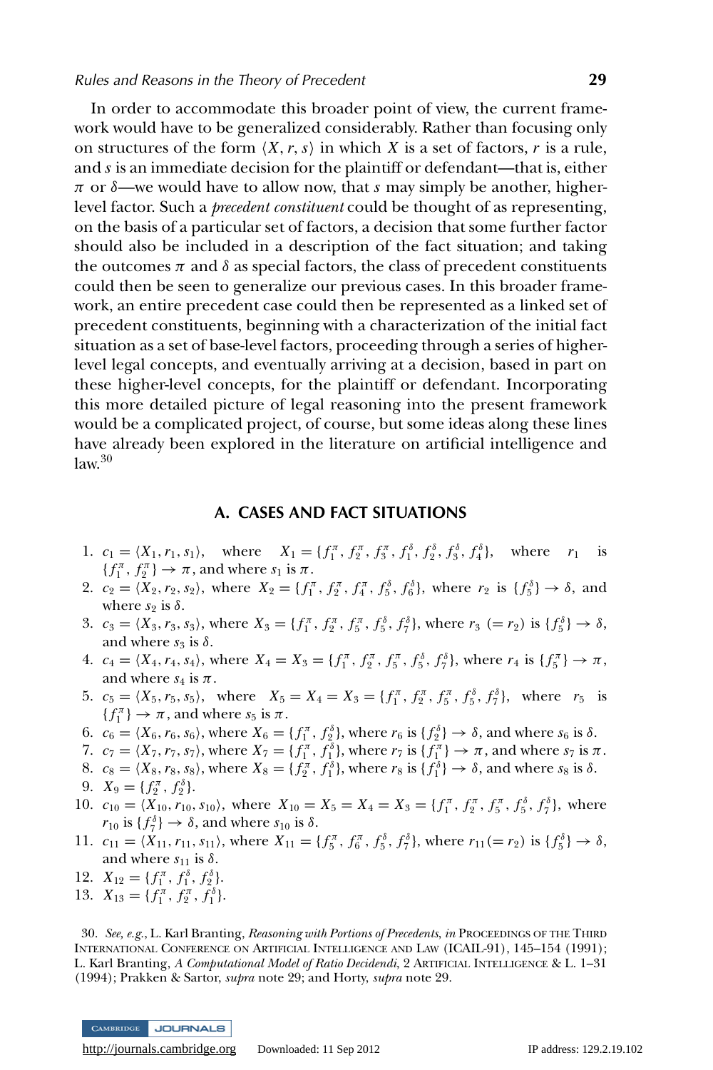In order to accommodate this broader point of view, the current framework would have to be generalized considerably. Rather than focusing only on structures of the form $\langle X, r, s\rangle$ in which $X$ is a set of factors, $r$ is a rule, and $s$ is an immediate decision for the plaintiff or defendant—that is, either $\pi$ or $\delta$—we would have to allow now, that $s$ may simply be another, higher-level factor. Such a *precedent constituent* could be thought of as representing, on the basis of a particular set of factors, a decision that some further factor should also be included in a description of the fact situation; and taking the outcomes $\pi$ and $\delta$ as special factors, the class of precedent constituents could then be seen to generalize our previous cases. In this broader framework, an entire precedent case could then be represented as a linked set of precedent constituents, beginning with a characterization of the initial fact situation as a set of base-level factors, proceeding through a series of higher-level legal concepts, and eventually arriving at a decision, based in part on these higher-level concepts, for the plaintiff or defendant. Incorporating this more detailed picture of legal reasoning into the present framework would be a complicated project, of course, but some ideas along these lines have already been explored in the literature on artificial intelligence and law.[30]

## A. CASES AND FACT SITUATIONS

1. $c_1 = \langle X_1, r_1, s_1\rangle$, where $X_1 = \{f_1^\pi, f_2^\pi, f_3^\pi, f_1^\delta, f_2^\delta, f_3^\delta, f_4^\delta\}$, where $r_1$ is $\{f_1^\pi, f_2^\pi\} \to \pi$, and where $s_1$ is $\pi$.
2. $c_2 = \langle X_2, r_2, s_2\rangle$, where $X_2 = \{f_1^\pi, f_2^\pi, f_4^\pi, f_5^\delta, f_6^\delta\}$, where $r_2$ is $\{f_5^\delta\} \to \delta$, and where $s_2$ is $\delta$.
3. $c_3 = \langle X_3, r_3, s_3\rangle$, where $X_3 = \{f_1^\pi, f_2^\pi, f_5^\pi, f_5^\delta, f_7^\delta\}$, where $r_3$ $(= r_2)$ is $\{f_5^\delta\} \to \delta$, and where $s_3$ is $\delta$.
4. $c_4 = \langle X_4, r_4, s_4\rangle$, where $X_4 = X_3 = \{f_1^\pi, f_2^\pi, f_5^\pi, f_5^\delta, f_7^\delta\}$, where $r_4$ is $\{f_5^\pi\} \to \pi$, and where $s_4$ is $\pi$.
5. $c_5 = \langle X_5, r_5, s_5\rangle$, where $X_5 = X_4 = X_3 = \{f_1^\pi, f_2^\pi, f_5^\pi, f_5^\delta, f_7^\delta\}$, where $r_5$ is $\{f_1^\pi\} \to \pi$, and where $s_5$ is $\pi$.
6. $c_6 = \langle X_6, r_6, s_6\rangle$, where $X_6 = \{f_1^\pi, f_2^\delta\}$, where $r_6$ is $\{f_2^\delta\} \to \delta$, and where $s_6$ is $\delta$.
7. $c_7 = \langle X_7, r_7, s_7\rangle$, where $X_7 = \{f_1^\pi, f_1^\delta\}$, where $r_7$ is $\{f_1^\pi\} \to \pi$, and where $s_7$ is $\pi$.
8. $c_8 = \langle X_8, r_8, s_8\rangle$, where $X_8 = \{f_2^\pi, f_1^\delta\}$, where $r_8$ is $\{f_1^\delta\} \to \delta$, and where $s_8$ is $\delta$.
9. $X_9 = \{f_2^\pi, f_2^\delta\}$.
10. $c_{10} = \langle X_{10}, r_{10}, s_{10}\rangle$, where $X_{10} = X_5 = X_4 = X_3 = \{f_1^\pi, f_2^\pi, f_5^\pi, f_5^\delta, f_7^\delta\}$, where $r_{10}$ is $\{f_7^\delta\} \to \delta$, and where $s_{10}$ is $\delta$.
11. $c_{11} = \langle X_{11}, r_{11}, s_{11}\rangle$, where $X_{11} = \{f_5^\pi, f_6^\pi, f_5^\delta, f_7^\delta\}$, where $r_{11} (= r_2)$ is $\{f_5^\delta\} \to \delta$, and where $s_{11}$ is $\delta$.
12. $X_{12} = \{f_1^\pi, f_1^\delta, f_2^\delta\}$.
13. $X_{13} = \{f_1^\pi, f_2^\pi, f_1^\delta\}$.

30. *See, e.g.*, L. Karl Branting, *Reasoning with Portions of Precedents*, *in* PROCEEDINGS OF THE THIRD INTERNATIONAL CONFERENCE ON ARTIFICIAL INTELLIGENCE AND LAW (ICAIL-91), 145–154 (1991); L. Karl Branting, *A Computational Model of Ratio Decidendi*, 2 ARTIFICIAL INTELLIGENCE & L. 1–31 (1994); Prakken & Sartor, *supra* note 29; and Horty, *supra* note 29.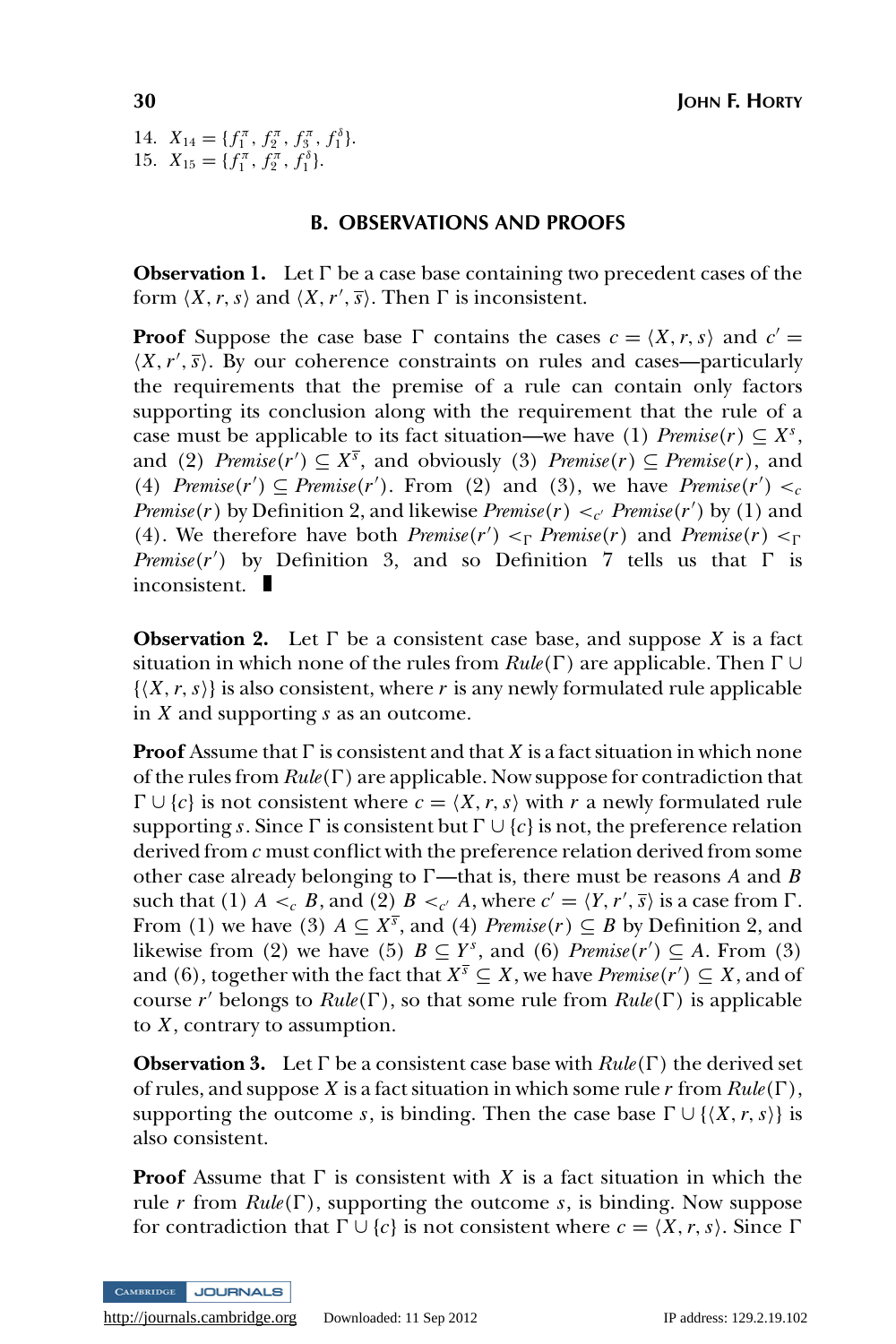14. $X_{14} = \{f_1^\pi, f_2^\pi, f_3^\pi, f_1^\delta\}$.
15. $X_{15} = \{f_1^\pi, f_2^\pi, f_1^\delta\}$.

## B. OBSERVATIONS AND PROOFS

**Observation 1.** Let $\Gamma$ be a case base containing two precedent cases of the form $\langle X, r, s\rangle$ and $\langle X, r', \overline{s}\rangle$. Then $\Gamma$ is inconsistent.

**Proof** Suppose the case base $\Gamma$ contains the cases $c = \langle X, r, s\rangle$ and $c' = \langle X, r', \overline{s}\rangle$. By our coherence constraints on rules and cases—particularly the requirements that the premise of a rule can contain only factors supporting its conclusion along with the requirement that the rule of a case must be applicable to its fact situation—we have (1) $Premise(r) \subseteq X^s$, and (2) $Premise(r') \subseteq X^{\overline{s}}$, and obviously (3) $Premise(r) \subseteq Premise(r)$, and (4) $Premise(r') \subseteq Premise(r')$. From (2) and (3), we have $Premise(r') <_c Premise(r)$ by Definition 2, and likewise $Premise(r) <_{c'} Premise(r')$ by (1) and (4). We therefore have both $Premise(r') <_\Gamma Premise(r)$ and $Premise(r) <_\Gamma Premise(r')$ by Definition 3, and so Definition 7 tells us that $\Gamma$ is inconsistent. ∎

**Observation 2.** Let $\Gamma$ be a consistent case base, and suppose $X$ is a fact situation in which none of the rules from $Rule(\Gamma)$ are applicable. Then $\Gamma \cup \{\langle X, r, s\rangle\}$ is also consistent, where $r$ is any newly formulated rule applicable in $X$ and supporting $s$ as an outcome.

**Proof** Assume that $\Gamma$ is consistent and that $X$ is a fact situation in which none of the rules from $Rule(\Gamma)$ are applicable. Now suppose for contradiction that $\Gamma \cup \{c\}$ is not consistent where $c = \langle X, r, s\rangle$ with $r$ a newly formulated rule supporting $s$. Since $\Gamma$ is consistent but $\Gamma \cup \{c\}$ is not, the preference relation derived from $c$ must conflict with the preference relation derived from some other case already belonging to $\Gamma$—that is, there must be reasons $A$ and $B$ such that (1) $A <_c B$, and (2) $B <_{c'} A$, where $c' = \langle Y, r', \overline{s}\rangle$ is a case from $\Gamma$. From (1) we have (3) $A \subseteq X^{\overline{s}}$, and (4) $Premise(r) \subseteq B$ by Definition 2, and likewise from (2) we have (5) $B \subseteq Y^s$, and (6) $Premise(r') \subseteq A$. From (3) and (6), together with the fact that $X^{\overline{s}} \subseteq X$, we have $Premise(r') \subseteq X$, and of course $r'$ belongs to $Rule(\Gamma)$, so that some rule from $Rule(\Gamma)$ is applicable to $X$, contrary to assumption.

**Observation 3.** Let $\Gamma$ be a consistent case base with $Rule(\Gamma)$ the derived set of rules, and suppose $X$ is a fact situation in which some rule $r$ from $Rule(\Gamma)$, supporting the outcome $s$, is binding. Then the case base $\Gamma \cup \{\langle X, r, s\rangle\}$ is also consistent.

**Proof** Assume that $\Gamma$ is consistent with $X$ is a fact situation in which the rule $r$ from $Rule(\Gamma)$, supporting the outcome $s$, is binding. Now suppose for contradiction that $\Gamma \cup \{c\}$ is not consistent where $c = \langle X, r, s\rangle$. Since $\Gamma$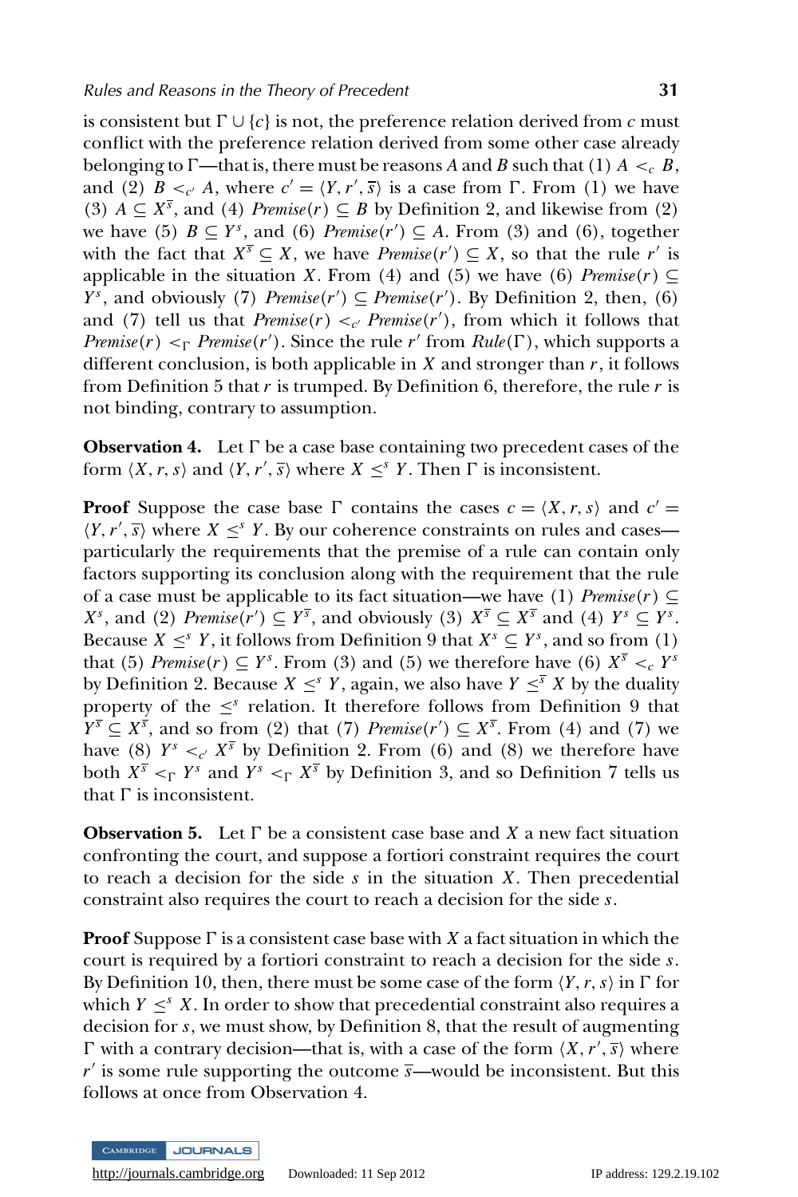is consistent but $\Gamma \cup \{c\}$ is not, the preference relation derived from $c$ must conflict with the preference relation derived from some other case already belonging to $\Gamma$—that is, there must be reasons $A$ and $B$ such that (1) $A <_c B$, and (2) $B <_{c'} A$, where $c' = \langle Y, r', \overline{s} \rangle$ is a case from $\Gamma$. From (1) we have (3) $A \subseteq X^{\overline{s}}$, and (4) $Premise(r) \subseteq B$ by Definition 2, and likewise from (2) we have (5) $B \subseteq Y^s$, and (6) $Premise(r') \subseteq A$. From (3) and (6), together with the fact that $X^{\overline{s}} \subseteq X$, we have $Premise(r') \subseteq X$, so that the rule $r'$ is applicable in the situation $X$. From (4) and (5) we have (6) $Premise(r) \subseteq Y^s$, and obviously (7) $Premise(r') \subseteq Premise(r')$. By Definition 2, then, (6) and (7) tell us that $Premise(r) <_{c'} Premise(r')$, from which it follows that $Premise(r) <_\Gamma Premise(r')$. Since the rule $r'$ from $Rule(\Gamma)$, which supports a different conclusion, is both applicable in $X$ and stronger than $r$, it follows from Definition 5 that $r$ is trumped. By Definition 6, therefore, the rule $r$ is not binding, contrary to assumption.

**Observation 4.** Let $\Gamma$ be a case base containing two precedent cases of the form $\langle X, r, s \rangle$ and $\langle Y, r', \overline{s} \rangle$ where $X \leq^s Y$. Then $\Gamma$ is inconsistent.

**Proof** Suppose the case base $\Gamma$ contains the cases $c = \langle X, r, s \rangle$ and $c' = \langle Y, r', \overline{s} \rangle$ where $X \leq^s Y$. By our coherence constraints on rules and cases—particularly the requirements that the premise of a rule can contain only factors supporting its conclusion along with the requirement that the rule of a case must be applicable to its fact situation—we have (1) $Premise(r) \subseteq X^s$, and (2) $Premise(r') \subseteq Y^{\overline{s}}$, and obviously (3) $X^{\overline{s}} \subseteq X^{\overline{s}}$ and (4) $Y^s \subseteq Y^s$. Because $X \leq^s Y$, it follows from Definition 9 that $X^s \subseteq Y^s$, and so from (1) that (5) $Premise(r) \subseteq Y^s$. From (3) and (5) we therefore have (6) $X^{\overline{s}} <_c Y^s$ by Definition 2. Because $X \leq^s Y$, again, we also have $Y \leq^{\overline{s}} X$ by the duality property of the $\leq^s$ relation. It therefore follows from Definition 9 that $Y^{\overline{s}} \subseteq X^{\overline{s}}$, and so from (2) that (7) $Premise(r') \subseteq X^{\overline{s}}$. From (4) and (7) we have (8) $Y^s <_{c'} X^{\overline{s}}$ by Definition 2. From (6) and (8) we therefore have both $X^{\overline{s}} <_\Gamma Y^s$ and $Y^s <_\Gamma X^{\overline{s}}$ by Definition 3, and so Definition 7 tells us that $\Gamma$ is inconsistent.

**Observation 5.** Let $\Gamma$ be a consistent case base and $X$ a new fact situation confronting the court, and suppose a fortiori constraint requires the court to reach a decision for the side $s$ in the situation $X$. Then precedential constraint also requires the court to reach a decision for the side $s$.

**Proof** Suppose $\Gamma$ is a consistent case base with $X$ a fact situation in which the court is required by a fortiori constraint to reach a decision for the side $s$. By Definition 10, then, there must be some case of the form $\langle Y, r, s \rangle$ in $\Gamma$ for which $Y \leq^s X$. In order to show that precedential constraint also requires a decision for $s$, we must show, by Definition 8, that the result of augmenting $\Gamma$ with a contrary decision—that is, with a case of the form $\langle X, r', \overline{s} \rangle$ where $r'$ is some rule supporting the outcome $\overline{s}$—would be inconsistent. But this follows at once from Observation 4.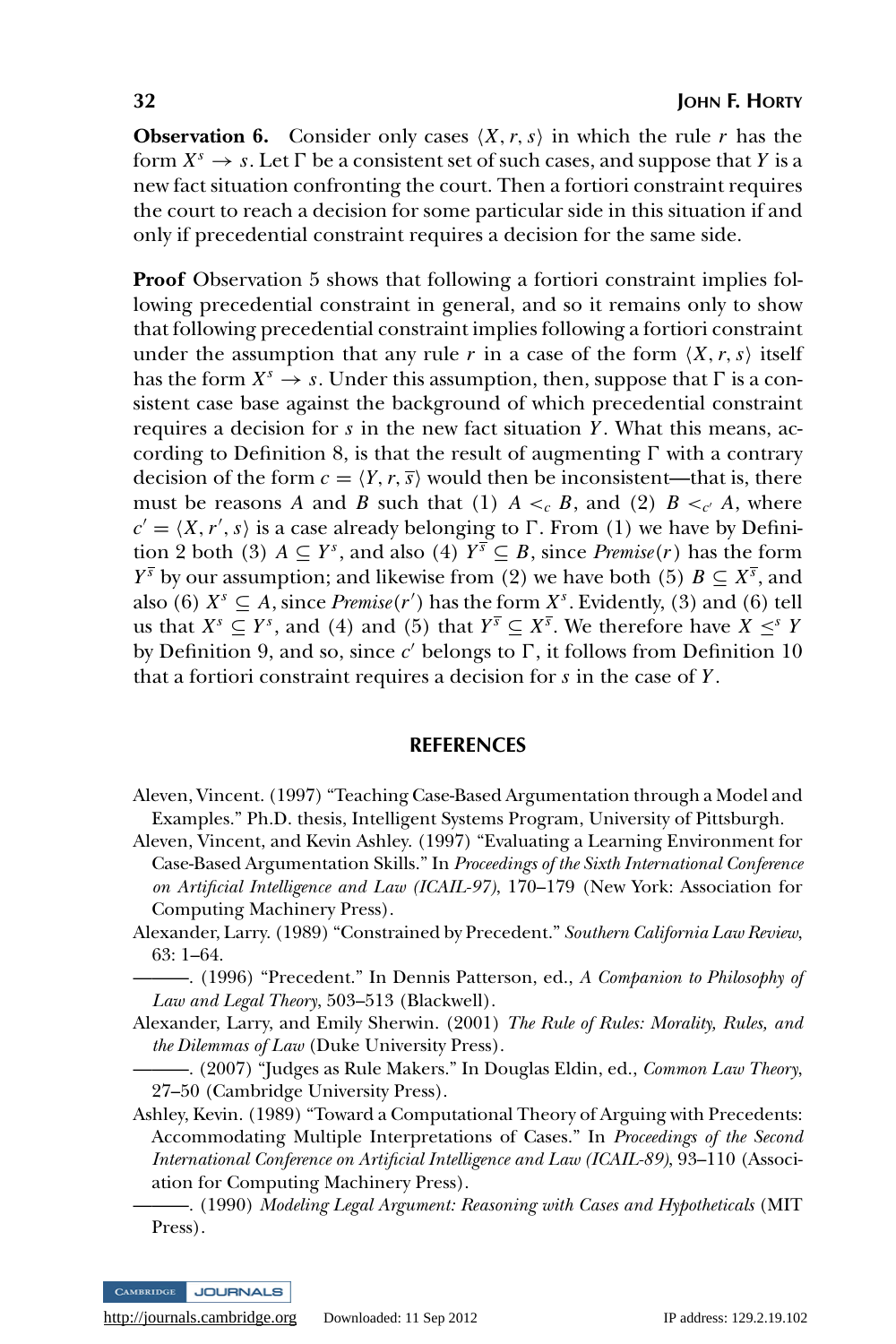**Observation 6.** Consider only cases $\langle X, r, s\rangle$ in which the rule $r$ has the form $X^s \rightarrow s$. Let $\Gamma$ be a consistent set of such cases, and suppose that $Y$ is a new fact situation confronting the court. Then a fortiori constraint requires the court to reach a decision for some particular side in this situation if and only if precedential constraint requires a decision for the same side.

**Proof** Observation 5 shows that following a fortiori constraint implies following precedential constraint in general, and so it remains only to show that following precedential constraint implies following a fortiori constraint under the assumption that any rule $r$ in a case of the form $\langle X, r, s\rangle$ itself has the form $X^s \rightarrow s$. Under this assumption, then, suppose that $\Gamma$ is a consistent case base against the background of which precedential constraint requires a decision for $s$ in the new fact situation $Y$. What this means, according to Definition 8, is that the result of augmenting $\Gamma$ with a contrary decision of the form $c = \langle Y, r, \overline{s}\rangle$ would then be inconsistent—that is, there must be reasons $A$ and $B$ such that (1) $A <_c B$, and (2) $B <_{c'} A$, where $c' = \langle X, r', s\rangle$ is a case already belonging to $\Gamma$. From (1) we have by Definition 2 both (3) $A \subseteq Y^s$, and also (4) $Y^{\overline{s}} \subseteq B$, since *Premise*$(r)$ has the form $Y^{\overline{s}}$ by our assumption; and likewise from (2) we have both (5) $B \subseteq X^{\overline{s}}$, and also (6) $X^s \subseteq A$, since *Premise*$(r')$ has the form $X^s$. Evidently, (3) and (6) tell us that $X^s \subseteq Y^s$, and (4) and (5) that $Y^{\overline{s}} \subseteq X^{\overline{s}}$. We therefore have $X \leq^s Y$ by Definition 9, and so, since $c'$ belongs to $\Gamma$, it follows from Definition 10 that a fortiori constraint requires a decision for $s$ in the case of $Y$.

## REFERENCES

Aleven, Vincent. (1997) "Teaching Case-Based Argumentation through a Model and Examples." Ph.D. thesis, Intelligent Systems Program, University of Pittsburgh.

Aleven, Vincent, and Kevin Ashley. (1997) "Evaluating a Learning Environment for Case-Based Argumentation Skills." In *Proceedings of the Sixth International Conference on Artificial Intelligence and Law (ICAIL-97)*, 170–179 (New York: Association for Computing Machinery Press).

Alexander, Larry. (1989) "Constrained by Precedent." *Southern California Law Review*, 63: 1–64.

———. (1996) "Precedent." In Dennis Patterson, ed., *A Companion to Philosophy of Law and Legal Theory*, 503–513 (Blackwell).

Alexander, Larry, and Emily Sherwin. (2001) *The Rule of Rules: Morality, Rules, and the Dilemmas of Law* (Duke University Press).

———. (2007) "Judges as Rule Makers." In Douglas Eldin, ed., *Common Law Theory*, 27–50 (Cambridge University Press).

Ashley, Kevin. (1989) "Toward a Computational Theory of Arguing with Precedents: Accommodating Multiple Interpretations of Cases." In *Proceedings of the Second International Conference on Artificial Intelligence and Law (ICAIL-89)*, 93–110 (Association for Computing Machinery Press).

———. (1990) *Modeling Legal Argument: Reasoning with Cases and Hypotheticals* (MIT Press).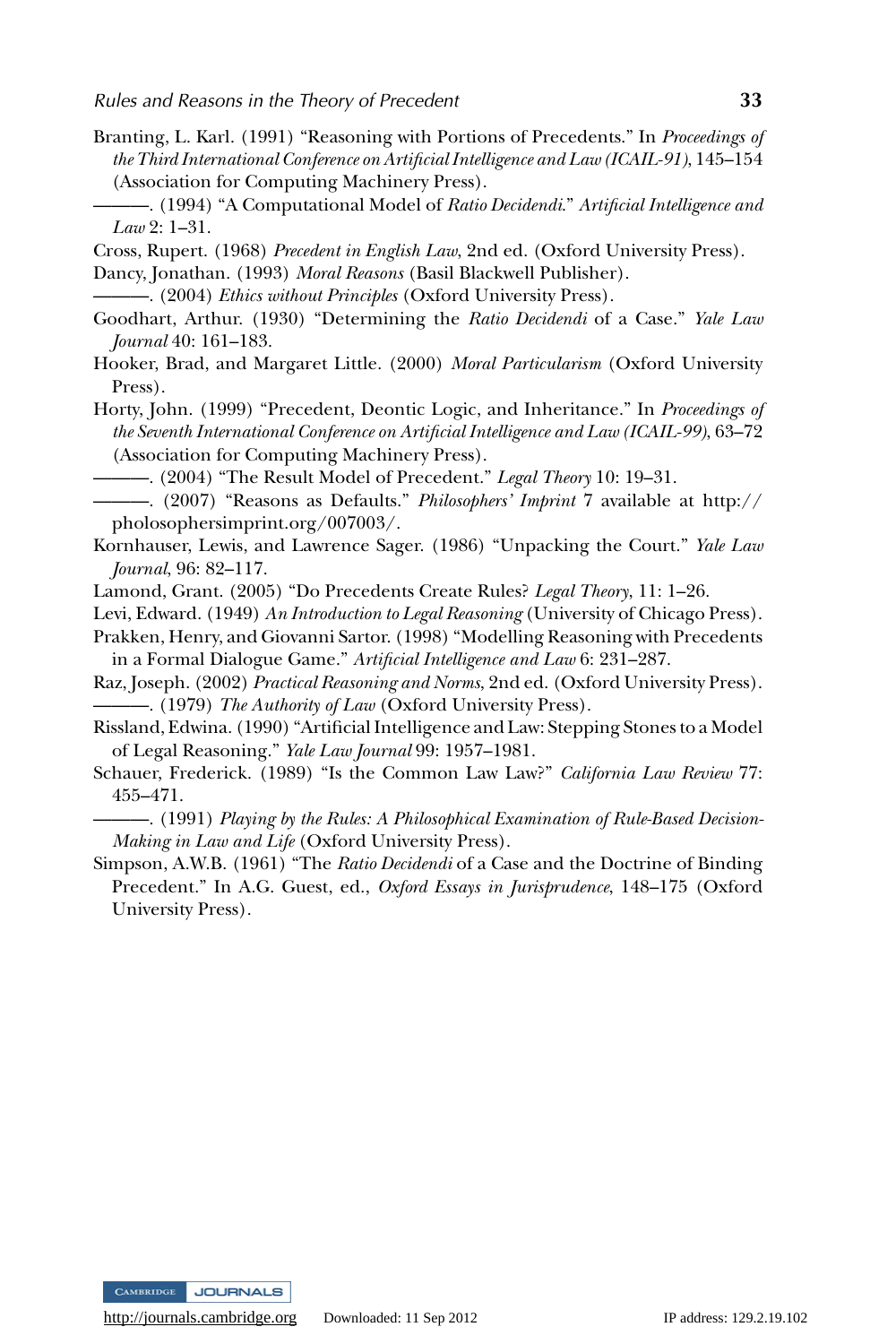Branting, L. Karl. (1991) "Reasoning with Portions of Precedents." In *Proceedings of the Third International Conference on Artificial Intelligence and Law (ICAIL-91)*, 145–154 (Association for Computing Machinery Press).

———. (1994) "A Computational Model of *Ratio Decidendi*." *Artificial Intelligence and Law* 2: 1–31.

Cross, Rupert. (1968) *Precedent in English Law*, 2nd ed. (Oxford University Press).

Dancy, Jonathan. (1993) *Moral Reasons* (Basil Blackwell Publisher).

———. (2004) *Ethics without Principles* (Oxford University Press).

Goodhart, Arthur. (1930) "Determining the *Ratio Decidendi* of a Case." *Yale Law Journal* 40: 161–183.

Hooker, Brad, and Margaret Little. (2000) *Moral Particularism* (Oxford University Press).

Horty, John. (1999) "Precedent, Deontic Logic, and Inheritance." In *Proceedings of the Seventh International Conference on Artificial Intelligence and Law (ICAIL-99)*, 63–72 (Association for Computing Machinery Press).

———. (2004) "The Result Model of Precedent." *Legal Theory* 10: 19–31.

———. (2007) "Reasons as Defaults." *Philosophers' Imprint* 7 available at http://pholosophersimprint.org/007003/.

Kornhauser, Lewis, and Lawrence Sager. (1986) "Unpacking the Court." *Yale Law Journal*, 96: 82–117.

Lamond, Grant. (2005) "Do Precedents Create Rules? *Legal Theory*, 11: 1–26.

Levi, Edward. (1949) *An Introduction to Legal Reasoning* (University of Chicago Press).

Prakken, Henry, and Giovanni Sartor. (1998) "Modelling Reasoning with Precedents in a Formal Dialogue Game." *Artificial Intelligence and Law* 6: 231–287.

Raz, Joseph. (2002) *Practical Reasoning and Norms*, 2nd ed. (Oxford University Press).

———. (1979) *The Authority of Law* (Oxford University Press).

Rissland, Edwina. (1990) "Artificial Intelligence and Law: Stepping Stones to a Model of Legal Reasoning." *Yale Law Journal* 99: 1957–1981.

Schauer, Frederick. (1989) "Is the Common Law Law?" *California Law Review* 77: 455–471.

———. (1991) *Playing by the Rules: A Philosophical Examination of Rule-Based Decision-Making in Law and Life* (Oxford University Press).

Simpson, A.W.B. (1961) "The *Ratio Decidendi* of a Case and the Doctrine of Binding Precedent." In A.G. Guest, ed., *Oxford Essays in Jurisprudence*, 148–175 (Oxford University Press).